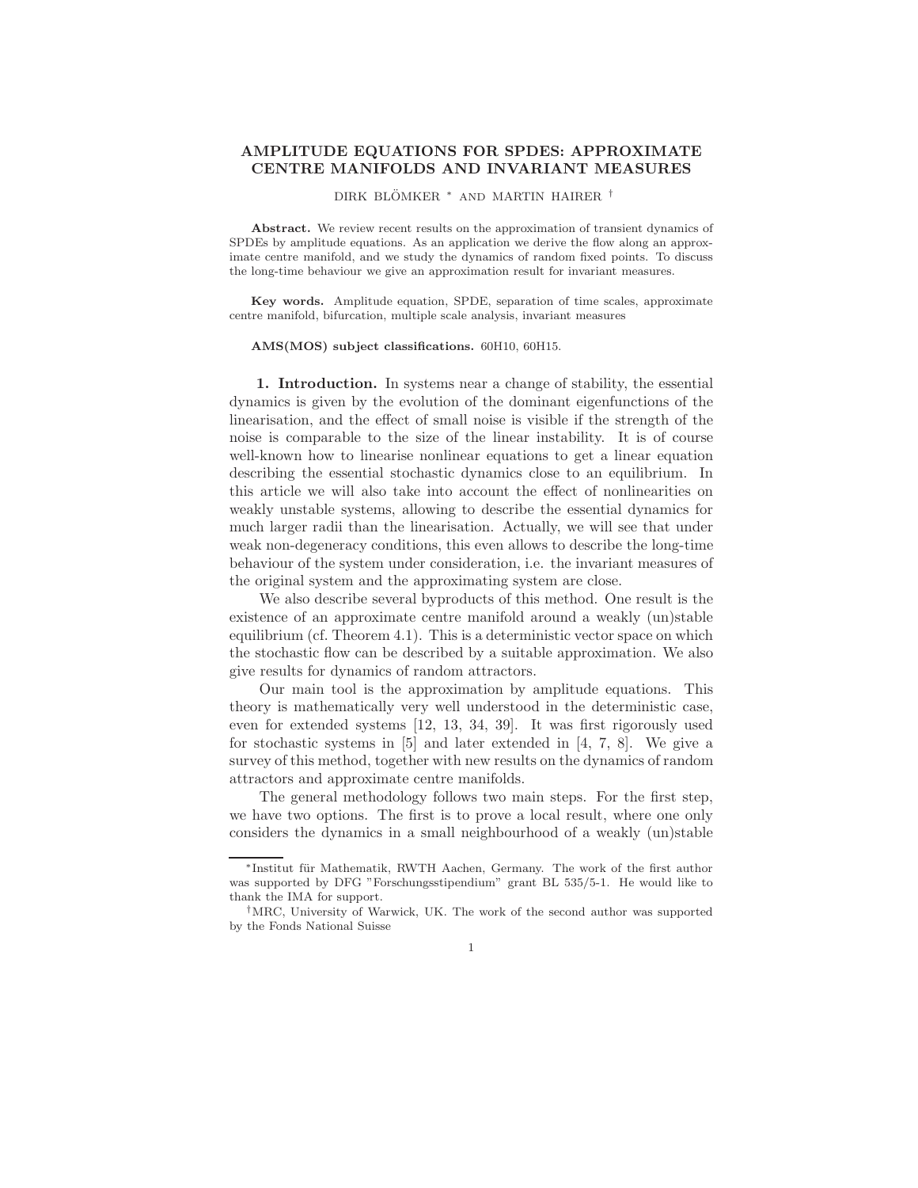# AMPLITUDE EQUATIONS FOR SPDES: APPROXIMATE CENTRE MANIFOLDS AND INVARIANT MEASURES

DIRK BLÖMKER * AND MARTIN HAIRER †

**Abstract.** We review recent results on the approximation of transient dynamics of SPDEs by amplitude equations. As an application we derive the flow along an approximate centre manifold, and we study the dynamics of random fixed points. To discuss the long-time behaviour we give an approximation result for invariant measures.

**Key words.** Amplitude equation, SPDE, separation of time scales, approximate centre manifold, bifurcation, multiple scale analysis, invariant measures

**AMS(MOS) subject classifications.** 60H10, 60H15.

## 1. Introduction.

In systems near a change of stability, the essential dynamics is given by the evolution of the dominant eigenfunctions of the linearisation, and the effect of small noise is visible if the strength of the noise is comparable to the size of the linear instability. It is of course well-known how to linearise nonlinear equations to get a linear equation describing the essential stochastic dynamics close to an equilibrium. In this article we will also take into account the effect of nonlinearities on weakly unstable systems, allowing to describe the essential dynamics for much larger radii than the linearisation. Actually, we will see that under weak non-degeneracy conditions, this even allows to describe the long-time behaviour of the system under consideration, i.e. the invariant measures of the original system and the approximating system are close.

We also describe several byproducts of this method. One result is the existence of an approximate centre manifold around a weakly (un)stable equilibrium (cf. Theorem 4.1). This is a deterministic vector space on which the stochastic flow can be described by a suitable approximation. We also give results for dynamics of random attractors.

Our main tool is the approximation by amplitude equations. This theory is mathematically very well understood in the deterministic case, even for extended systems [12, 13, 34, 39]. It was first rigorously used for stochastic systems in [5] and later extended in [4, 7, 8]. We give a survey of this method, together with new results on the dynamics of random attractors and approximate centre manifolds.

The general methodology follows two main steps. For the first step, we have two options. The first is to prove a local result, where one only considers the dynamics in a small neighbourhood of a weakly (un)stable

---

*Institut für Mathematik, RWTH Aachen, Germany. The work of the first author was supported by DFG "Forschungsstipendium" grant BL 535/5-1. He would like to thank the IMA for support.

†MRC, University of Warwick, UK. The work of the second author was supported by the Fonds National Suisse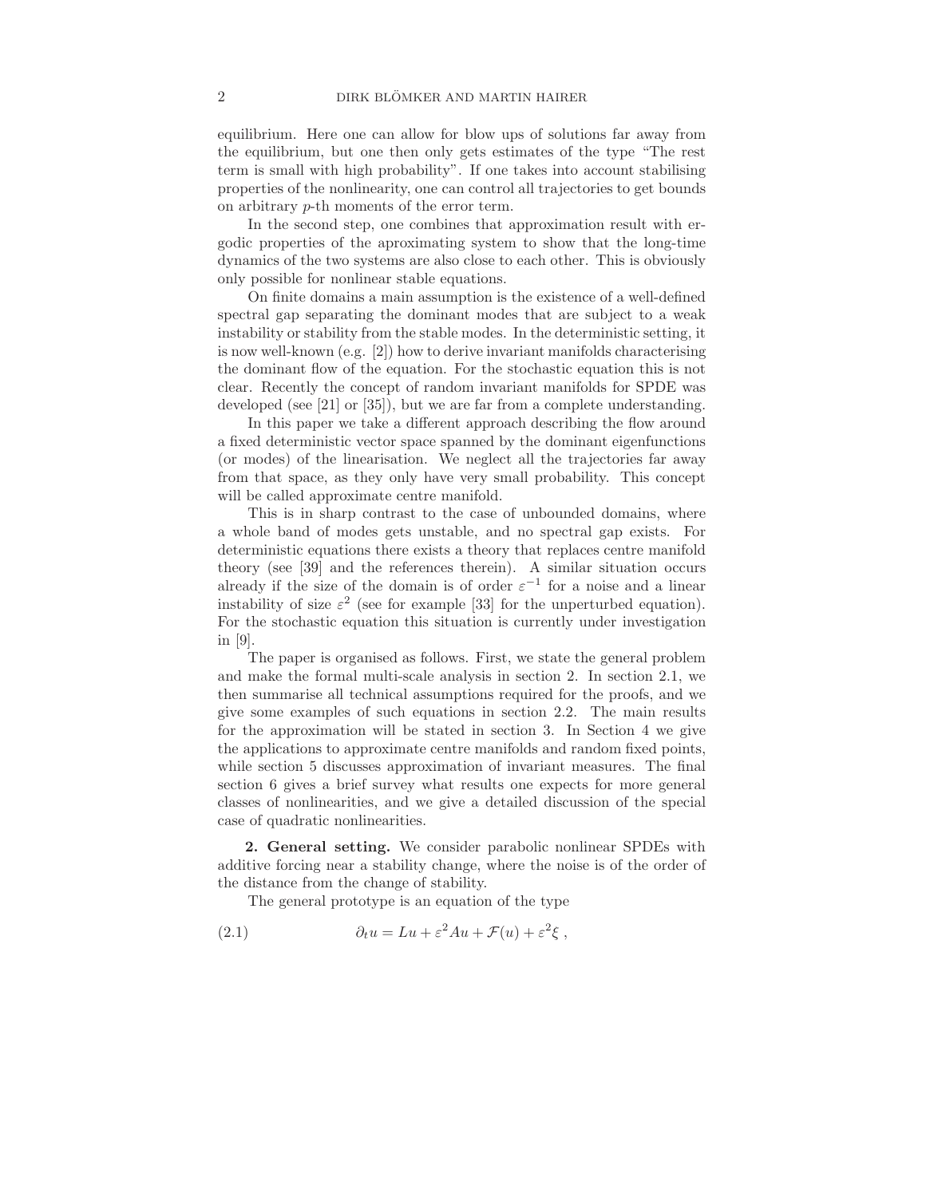equilibrium. Here one can allow for blow ups of solutions far away from the equilibrium, but one then only gets estimates of the type "The rest term is small with high probability". If one takes into account stabilising properties of the nonlinearity, one can control all trajectories to get bounds on arbitrary $p$-th moments of the error term.

In the second step, one combines that approximation result with ergodic properties of the aproximating system to show that the long-time dynamics of the two systems are also close to each other. This is obviously only possible for nonlinear stable equations.

On finite domains a main assumption is the existence of a well-defined spectral gap separating the dominant modes that are subject to a weak instability or stability from the stable modes. In the deterministic setting, it is now well-known (e.g. [2]) how to derive invariant manifolds characterising the dominant flow of the equation. For the stochastic equation this is not clear. Recently the concept of random invariant manifolds for SPDE was developed (see [21] or [35]), but we are far from a complete understanding.

In this paper we take a different approach describing the flow around a fixed deterministic vector space spanned by the dominant eigenfunctions (or modes) of the linearisation. We neglect all the trajectories far away from that space, as they only have very small probability. This concept will be called approximate centre manifold.

This is in sharp contrast to the case of unbounded domains, where a whole band of modes gets unstable, and no spectral gap exists. For deterministic equations there exists a theory that replaces centre manifold theory (see [39] and the references therein). A similar situation occurs already if the size of the domain is of order $\varepsilon^{-1}$ for a noise and a linear instability of size $\varepsilon^2$ (see for example [33] for the unperturbed equation). For the stochastic equation this situation is currently under investigation in [9].

The paper is organised as follows. First, we state the general problem and make the formal multi-scale analysis in section 2. In section 2.1, we then summarise all technical assumptions required for the proofs, and we give some examples of such equations in section 2.2. The main results for the approximation will be stated in section 3. In Section 4 we give the applications to approximate centre manifolds and random fixed points, while section 5 discusses approximation of invariant measures. The final section 6 gives a brief survey what results one expects for more general classes of nonlinearities, and we give a detailed discussion of the special case of quadratic nonlinearities.

**2. General setting.** We consider parabolic nonlinear SPDEs with additive forcing near a stability change, where the noise is of the order of the distance from the change of stability.

The general prototype is an equation of the type

$$\partial_t u = Lu + \varepsilon^2 Au + \mathcal{F}(u) + \varepsilon^2 \xi \;, \tag{2.1}$$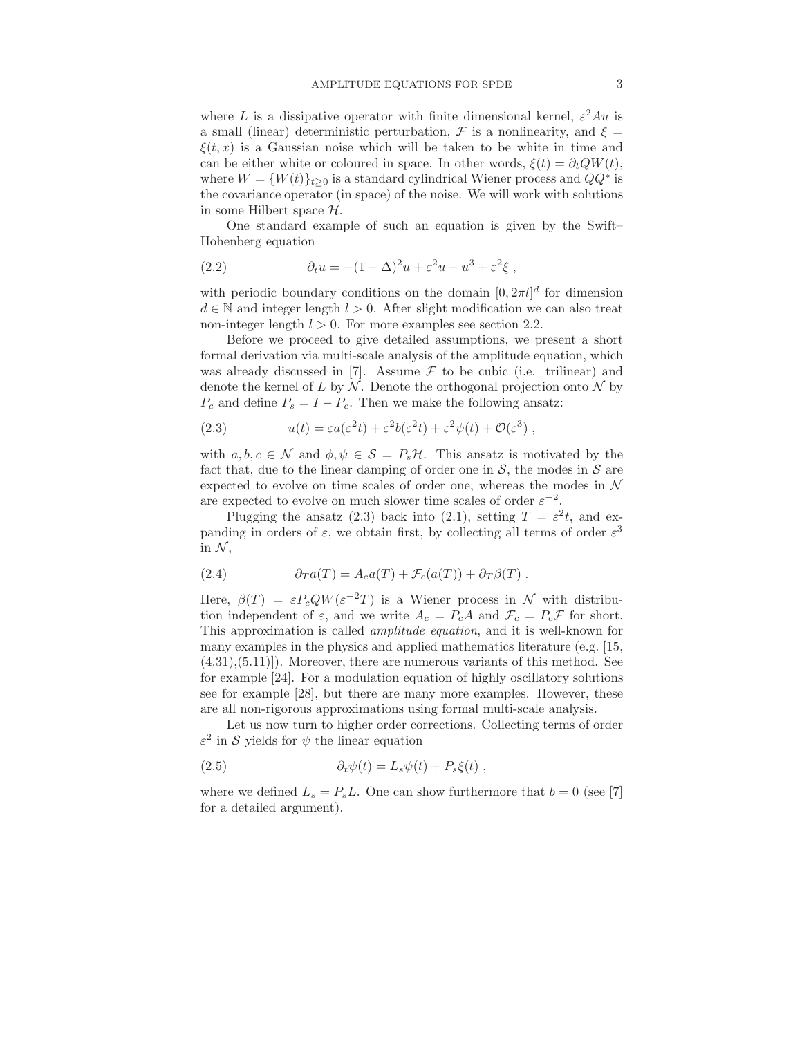where $L$ is a dissipative operator with finite dimensional kernel, $\varepsilon^2 Au$ is a small (linear) deterministic perturbation, $\mathcal{F}$ is a nonlinearity, and $\xi = \xi(t,x)$ is a Gaussian noise which will be taken to be white in time and can be either white or coloured in space. In other words, $\xi(t) = \partial_t QW(t)$, where $W = \{W(t)\}_{t\geq 0}$ is a standard cylindrical Wiener process and $QQ^*$ is the covariance operator (in space) of the noise. We will work with solutions in some Hilbert space $\mathcal{H}$.

One standard example of such an equation is given by the Swift–Hohenberg equation

$$\partial_t u = -(1+\Delta)^2 u + \varepsilon^2 u - u^3 + \varepsilon^2 \xi \;, \tag{2.2}$$

with periodic boundary conditions on the domain $[0, 2\pi l]^d$ for dimension $d \in \mathbb{N}$ and integer length $l > 0$. After slight modification we can also treat non-integer length $l > 0$. For more examples see section 2.2.

Before we proceed to give detailed assumptions, we present a short formal derivation via multi-scale analysis of the amplitude equation, which was already discussed in [7]. Assume $\mathcal{F}$ to be cubic (i.e. trilinear) and denote the kernel of $L$ by $\mathcal{N}$. Denote the orthogonal projection onto $\mathcal{N}$ by $P_c$ and define $P_s = I - P_c$. Then we make the following ansatz:

$$u(t) = \varepsilon a(\varepsilon^2 t) + \varepsilon^2 b(\varepsilon^2 t) + \varepsilon^2 \psi(t) + \mathcal{O}(\varepsilon^3) \;, \tag{2.3}$$

with $a, b, c \in \mathcal{N}$ and $\phi, \psi \in \mathcal{S} = P_s\mathcal{H}$. This ansatz is motivated by the fact that, due to the linear damping of order one in $\mathcal{S}$, the modes in $\mathcal{S}$ are expected to evolve on time scales of order one, whereas the modes in $\mathcal{N}$ are expected to evolve on much slower time scales of order $\varepsilon^{-2}$.

Plugging the ansatz (2.3) back into (2.1), setting $T = \varepsilon^2 t$, and expanding in orders of $\varepsilon$, we obtain first, by collecting all terms of order $\varepsilon^3$ in $\mathcal{N}$,

$$\partial_T a(T) = A_c a(T) + \mathcal{F}_c(a(T)) + \partial_T \beta(T) \;. \tag{2.4}$$

Here, $\beta(T) = \varepsilon P_c QW(\varepsilon^{-2}T)$ is a Wiener process in $\mathcal{N}$ with distribution independent of $\varepsilon$, and we write $A_c = P_c A$ and $\mathcal{F}_c = P_c\mathcal{F}$ for short. This approximation is called *amplitude equation*, and it is well-known for many examples in the physics and applied mathematics literature (e.g. [15, (4.31),(5.11)]). Moreover, there are numerous variants of this method. See for example [24]. For a modulation equation of highly oscillatory solutions see for example [28], but there are many more examples. However, these are all non-rigorous approximations using formal multi-scale analysis.

Let us now turn to higher order corrections. Collecting terms of order $\varepsilon^2$ in $\mathcal{S}$ yields for $\psi$ the linear equation

$$\partial_t \psi(t) = L_s \psi(t) + P_s \xi(t) \;, \tag{2.5}$$

where we defined $L_s = P_s L$. One can show furthermore that $b = 0$ (see [7] for a detailed argument).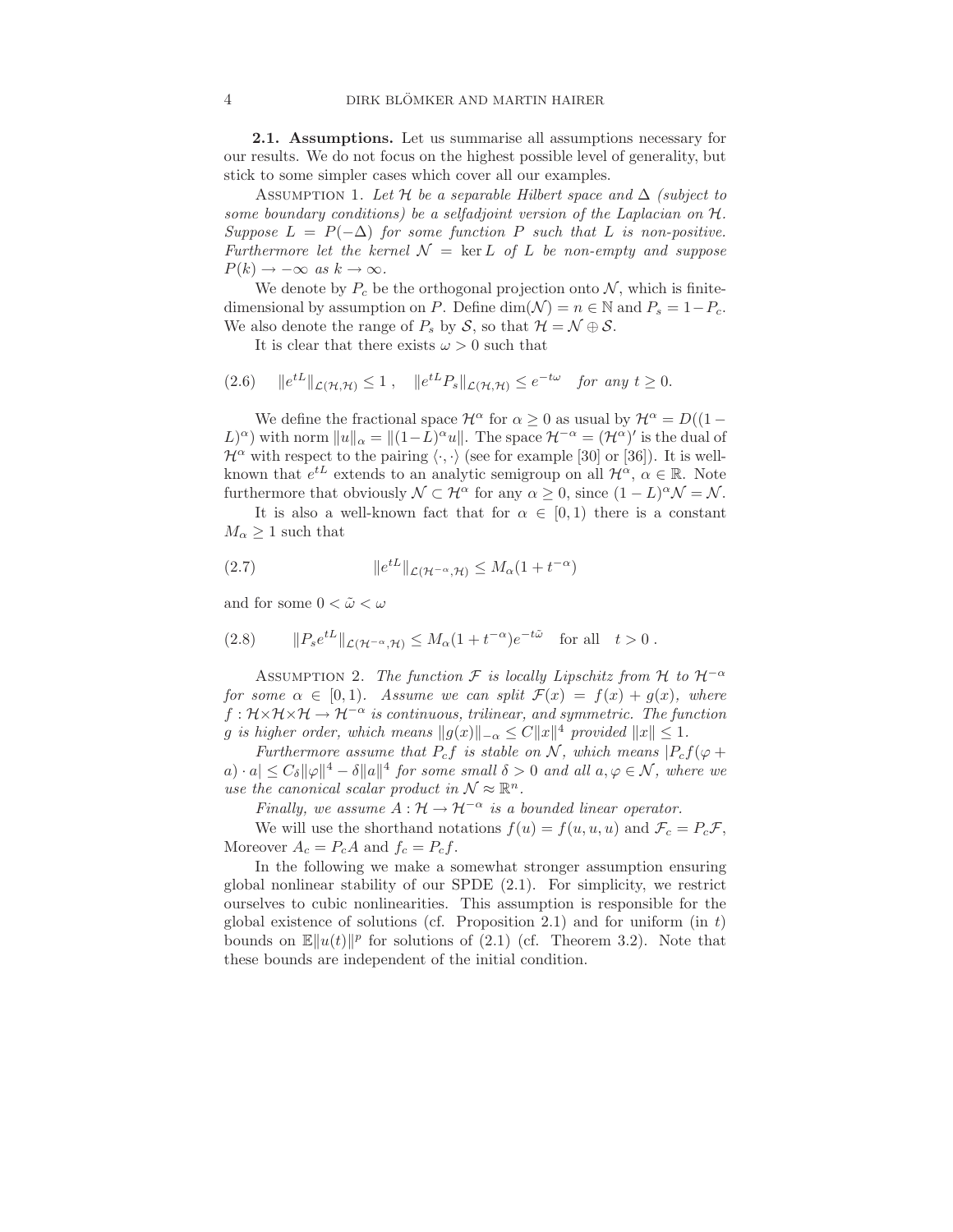**2.1. Assumptions.** Let us summarise all assumptions necessary for our results. We do not focus on the highest possible level of generality, but stick to some simpler cases which cover all our examples.

Assumption 1. *Let $\mathcal{H}$ be a separable Hilbert space and $\Delta$ (subject to some boundary conditions) be a selfadjoint version of the Laplacian on $\mathcal{H}$. Suppose $L = P(-\Delta)$ for some function $P$ such that $L$ is non-positive. Furthermore let the kernel $\mathcal{N} = \ker L$ of $L$ be non-empty and suppose $P(k) \to -\infty$ as $k \to \infty$.*

We denote by $P_c$ be the orthogonal projection onto $\mathcal{N}$, which is finite-dimensional by assumption on $P$. Define $\dim(\mathcal{N}) = n \in \mathbb{N}$ and $P_s = 1 - P_c$. We also denote the range of $P_s$ by $\mathcal{S}$, so that $\mathcal{H} = \mathcal{N} \oplus \mathcal{S}$.

It is clear that there exists $\omega > 0$ such that

$$\|e^{tL}\|_{\mathcal{L}(\mathcal{H},\mathcal{H})} \leq 1 \;, \quad \|e^{tL}P_s\|_{\mathcal{L}(\mathcal{H},\mathcal{H})} \leq e^{-t\omega} \quad \text{for any } t \geq 0. \tag{2.6}$$

We define the fractional space $\mathcal{H}^\alpha$ for $\alpha \geq 0$ as usual by $\mathcal{H}^\alpha = D((1-L)^\alpha)$ with norm $\|u\|_\alpha = \|(1-L)^\alpha u\|$. The space $\mathcal{H}^{-\alpha} = (\mathcal{H}^\alpha)'$ is the dual of $\mathcal{H}^\alpha$ with respect to the pairing $\langle \cdot, \cdot \rangle$ (see for example [30] or [36]). It is well-known that $e^{tL}$ extends to an analytic semigroup on all $\mathcal{H}^\alpha$, $\alpha \in \mathbb{R}$. Note furthermore that obviously $\mathcal{N} \subset \mathcal{H}^\alpha$ for any $\alpha \geq 0$, since $(1-L)^\alpha \mathcal{N} = \mathcal{N}$.

It is also a well-known fact that for $\alpha \in [0,1)$ there is a constant $M_\alpha \geq 1$ such that

$$\|e^{tL}\|_{\mathcal{L}(\mathcal{H}^{-\alpha},\mathcal{H})} \leq M_\alpha(1 + t^{-\alpha}) \tag{2.7}$$

and for some $0 < \tilde{\omega} < \omega$

$$\|P_s e^{tL}\|_{\mathcal{L}(\mathcal{H}^{-\alpha},\mathcal{H})} \leq M_\alpha(1 + t^{-\alpha})e^{-t\tilde{\omega}} \quad \text{for all} \quad t > 0 \,. \tag{2.8}$$

Assumption 2. *The function $\mathcal{F}$ is locally Lipschitz from $\mathcal{H}$ to $\mathcal{H}^{-\alpha}$ for some $\alpha \in [0,1)$. Assume we can split $\mathcal{F}(x) = f(x) + g(x)$, where $f : \mathcal{H} \times \mathcal{H} \times \mathcal{H} \to \mathcal{H}^{-\alpha}$ is continuous, trilinear, and symmetric. The function $g$ is higher order, which means $\|g(x)\|_{-\alpha} \leq C\|x\|^4$ provided $\|x\| \leq 1$.*

*Furthermore assume that $P_c f$ is stable on $\mathcal{N}$, which means $|P_c f(\varphi + a) \cdot a| \leq C_\delta \|\varphi\|^4 - \delta \|a\|^4$ for some small $\delta > 0$ and all $a, \varphi \in \mathcal{N}$, where we use the canonical scalar product in $\mathcal{N} \approx \mathbb{R}^n$.*

*Finally, we assume $A : \mathcal{H} \to \mathcal{H}^{-\alpha}$ is a bounded linear operator.*

We will use the shorthand notations $f(u) = f(u,u,u)$ and $\mathcal{F}_c = P_c \mathcal{F}$, Moreover $A_c = P_c A$ and $f_c = P_c f$.

In the following we make a somewhat stronger assumption ensuring global nonlinear stability of our SPDE (2.1). For simplicity, we restrict ourselves to cubic nonlinearities. This assumption is responsible for the global existence of solutions (cf. Proposition 2.1) and for uniform (in $t$) bounds on $\mathbb{E}\|u(t)\|^p$ for solutions of (2.1) (cf. Theorem 3.2). Note that these bounds are independent of the initial condition.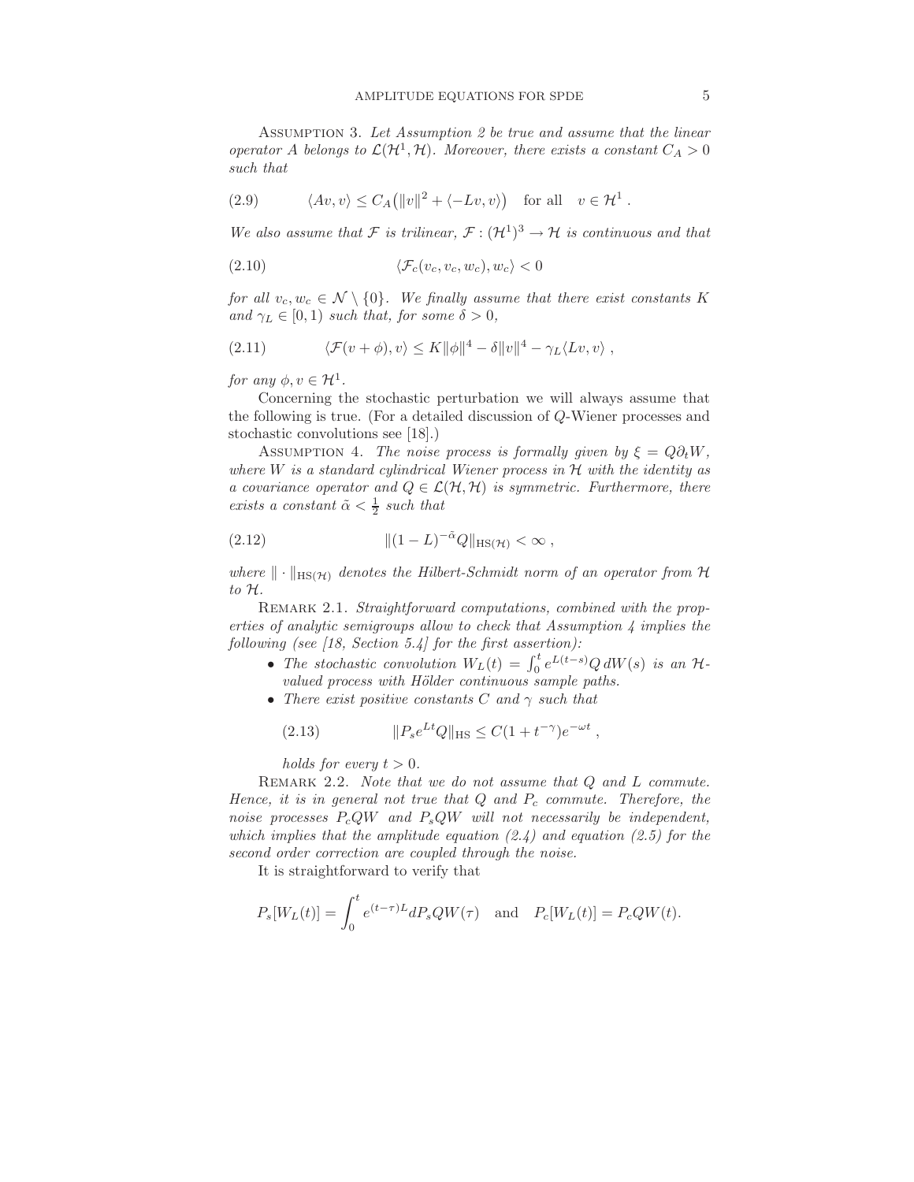*Assumption 3. Let Assumption 2 be true and assume that the linear operator $A$ belongs to $\mathcal{L}(\mathcal{H}^1, \mathcal{H})$. Moreover, there exists a constant $C_A > 0$ such that*

$$\langle Av, v\rangle \leq C_A\big(\|v\|^2 + \langle -Lv, v\rangle\big) \quad \text{for all} \quad v \in \mathcal{H}^1 \ . \tag{2.9}$$

*We also assume that $\mathcal{F}$ is trilinear, $\mathcal{F} : (\mathcal{H}^1)^3 \to \mathcal{H}$ is continuous and that*

$$\langle \mathcal{F}_c(v_c, v_c, w_c), w_c\rangle < 0 \tag{2.10}$$

*for all $v_c, w_c \in \mathcal{N} \setminus \{0\}$. We finally assume that there exist constants $K$ and $\gamma_L \in [0, 1)$ such that, for some $\delta > 0$,*

$$\langle \mathcal{F}(v + \phi), v\rangle \leq K\|\phi\|^4 - \delta\|v\|^4 - \gamma_L\langle Lv, v\rangle \ , \tag{2.11}$$

*for any $\phi, v \in \mathcal{H}^1$.*

Concerning the stochastic perturbation we will always assume that the following is true. (For a detailed discussion of $Q$-Wiener processes and stochastic convolutions see [18].)

*Assumption 4. The noise process is formally given by $\xi = Q\partial_t W$, where $W$ is a standard cylindrical Wiener process in $\mathcal{H}$ with the identity as a covariance operator and $Q \in \mathcal{L}(\mathcal{H}, \mathcal{H})$ is symmetric. Furthermore, there exists a constant $\tilde{\alpha} < \frac{1}{2}$ such that*

$$\|(1 - L)^{-\tilde{\alpha}}Q\|_{\mathrm{HS}(\mathcal{H})} < \infty \ , \tag{2.12}$$

*where $\|\cdot\|_{\mathrm{HS}(\mathcal{H})}$ denotes the Hilbert-Schmidt norm of an operator from $\mathcal{H}$ to $\mathcal{H}$.*

*Remark 2.1. Straightforward computations, combined with the properties of analytic semigroups allow to check that Assumption 4 implies the following (see [18, Section 5.4] for the first assertion):*

- *The stochastic convolution $W_L(t) = \int_0^t e^{L(t-s)}Q\, dW(s)$ is an $\mathcal{H}$-valued process with Hölder continuous sample paths.*
- *There exist positive constants $C$ and $\gamma$ such that*

  $$\|P_s e^{Lt}Q\|_{\mathrm{HS}} \leq C(1 + t^{-\gamma})e^{-\omega t} \ , \tag{2.13}$$

  *holds for every $t > 0$.*

*Remark 2.2. Note that we do not assume that $Q$ and $L$ commute. Hence, it is in general not true that $Q$ and $P_c$ commute. Therefore, the noise processes $P_cQW$ and $P_sQW$ will not necessarily be independent, which implies that the amplitude equation (2.4) and equation (2.5) for the second order correction are coupled through the noise.*

It is straightforward to verify that

$$P_s[W_L(t)] = \int_0^t e^{(t-\tau)L} dP_sQW(\tau) \quad \text{and} \quad P_c[W_L(t)] = P_cQW(t).$$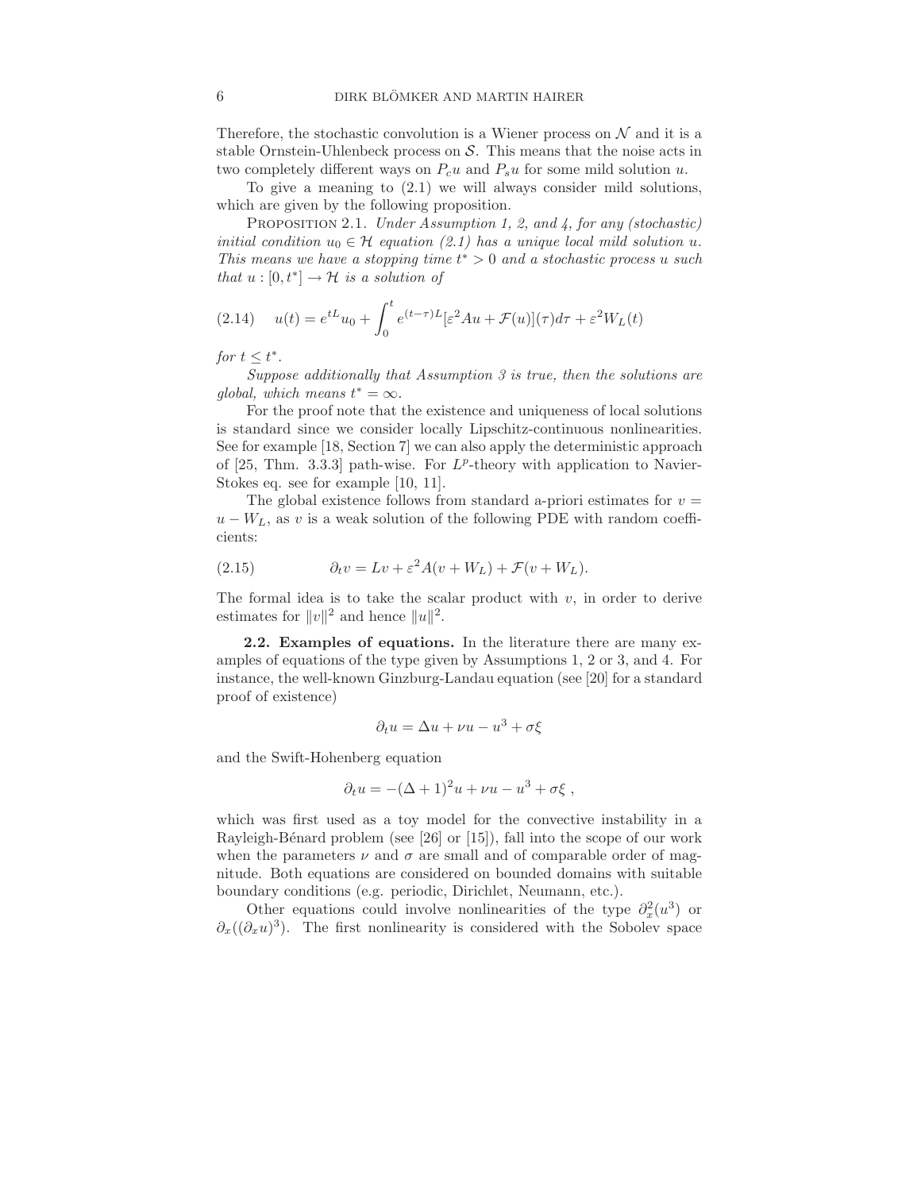Therefore, the stochastic convolution is a Wiener process on $\mathcal{N}$ and it is a stable Ornstein-Uhlenbeck process on $\mathcal{S}$. This means that the noise acts in two completely different ways on $P_c u$ and $P_s u$ for some mild solution $u$.

To give a meaning to (2.1) we will always consider mild solutions, which are given by the following proposition.

PROPOSITION 2.1. *Under Assumption 1, 2, and 4, for any (stochastic) initial condition $u_0 \in \mathcal{H}$ equation (2.1) has a unique local mild solution $u$. This means we have a stopping time $t^* > 0$ and a stochastic process $u$ such that $u : [0, t^*] \to \mathcal{H}$ is a solution of*

$$u(t) = e^{tL}u_0 + \int_0^t e^{(t-\tau)L}[\varepsilon^2 Au + \mathcal{F}(u)](\tau)d\tau + \varepsilon^2 W_L(t) \tag{2.14}$$

*for $t \leq t^*$.*

*Suppose additionally that Assumption 3 is true, then the solutions are global, which means $t^* = \infty$.*

For the proof note that the existence and uniqueness of local solutions is standard since we consider locally Lipschitz-continuous nonlinearities. See for example [18, Section 7] we can also apply the deterministic approach of [25, Thm. 3.3.3] path-wise. For $L^p$-theory with application to Navier-Stokes eq. see for example [10, 11].

The global existence follows from standard a-priori estimates for $v = u - W_L$, as $v$ is a weak solution of the following PDE with random coefficients:

$$\partial_t v = Lv + \varepsilon^2 A(v + W_L) + \mathcal{F}(v + W_L). \tag{2.15}$$

The formal idea is to take the scalar product with $v$, in order to derive estimates for $\|v\|^2$ and hence $\|u\|^2$.

**2.2. Examples of equations.** In the literature there are many examples of equations of the type given by Assumptions 1, 2 or 3, and 4. For instance, the well-known Ginzburg-Landau equation (see [20] for a standard proof of existence)

$$\partial_t u = \Delta u + \nu u - u^3 + \sigma\xi$$

and the Swift-Hohenberg equation

$$\partial_t u = -(\Delta + 1)^2 u + \nu u - u^3 + \sigma\xi \ ,$$

which was first used as a toy model for the convective instability in a Rayleigh-Bénard problem (see [26] or [15]), fall into the scope of our work when the parameters $\nu$ and $\sigma$ are small and of comparable order of magnitude. Both equations are considered on bounded domains with suitable boundary conditions (e.g. periodic, Dirichlet, Neumann, etc.).

Other equations could involve nonlinearities of the type $\partial_x^2(u^3)$ or $\partial_x((\partial_x u)^3)$. The first nonlinearity is considered with the Sobolev space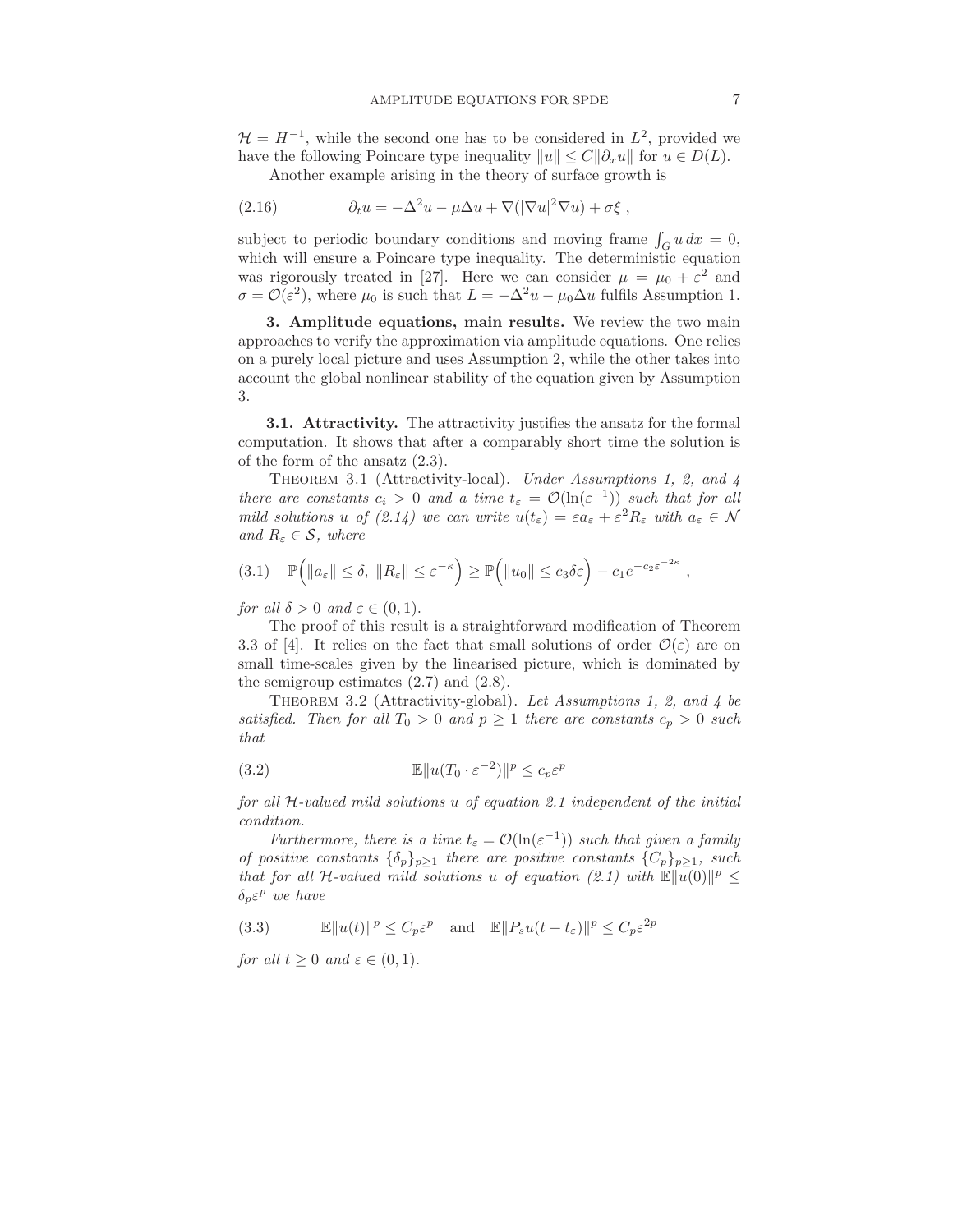$\mathcal{H} = H^{-1}$, while the second one has to be considered in $L^2$, provided we have the following Poincare type inequality $\|u\| \leq C\|\partial_x u\|$ for $u \in D(L)$.

Another example arising in the theory of surface growth is

$$\partial_t u = -\Delta^2 u - \mu \Delta u + \nabla(|\nabla u|^2 \nabla u) + \sigma \xi \ , \tag{2.16}$$

subject to periodic boundary conditions and moving frame $\int_G u\,dx = 0$, which will ensure a Poincare type inequality. The deterministic equation was rigorously treated in [27]. Here we can consider $\mu = \mu_0 + \varepsilon^2$ and $\sigma = \mathcal{O}(\varepsilon^2)$, where $\mu_0$ is such that $L = -\Delta^2 u - \mu_0 \Delta u$ fulfils Assumption 1.

## 3. Amplitude equations, main results.

We review the two main approaches to verify the approximation via amplitude equations. One relies on a purely local picture and uses Assumption 2, while the other takes into account the global nonlinear stability of the equation given by Assumption 3.

### 3.1. Attractivity.

The attractivity justifies the ansatz for the formal computation. It shows that after a comparably short time the solution is of the form of the ansatz (2.3).

Theorem 3.1 (Attractivity-local). *Under Assumptions 1, 2, and 4 there are constants $c_i > 0$ and a time $t_\varepsilon = \mathcal{O}(\ln(\varepsilon^{-1}))$ such that for all mild solutions $u$ of (2.14) we can write $u(t_\varepsilon) = \varepsilon a_\varepsilon + \varepsilon^2 R_\varepsilon$ with $a_\varepsilon \in \mathcal{N}$ and $R_\varepsilon \in \mathcal{S}$, where*

$$\mathbb{P}\Big(\|a_\varepsilon\| \leq \delta,\ \|R_\varepsilon\| \leq \varepsilon^{-\kappa}\Big) \geq \mathbb{P}\Big(\|u_0\| \leq c_3 \delta \varepsilon\Big) - c_1 e^{-c_2 \varepsilon^{-2\kappa}} \ , \tag{3.1}$$

*for all $\delta > 0$ and $\varepsilon \in (0, 1)$.*

The proof of this result is a straightforward modification of Theorem 3.3 of [4]. It relies on the fact that small solutions of order $\mathcal{O}(\varepsilon)$ are on small time-scales given by the linearised picture, which is dominated by the semigroup estimates (2.7) and (2.8).

Theorem 3.2 (Attractivity-global). *Let Assumptions 1, 2, and 4 be satisfied. Then for all $T_0 > 0$ and $p \geq 1$ there are constants $c_p > 0$ such that*

$$\mathbb{E}\|u(T_0 \cdot \varepsilon^{-2})\|^p \leq c_p \varepsilon^p \tag{3.2}$$

*for all $\mathcal{H}$-valued mild solutions $u$ of equation 2.1 independent of the initial condition.*

*Furthermore, there is a time $t_\varepsilon = \mathcal{O}(\ln(\varepsilon^{-1}))$ such that given a family of positive constants $\{\delta_p\}_{p\geq 1}$ there are positive constants $\{C_p\}_{p\geq 1}$, such that for all $\mathcal{H}$-valued mild solutions $u$ of equation (2.1) with $\mathbb{E}\|u(0)\|^p \leq \delta_p \varepsilon^p$ we have*

$$\mathbb{E}\|u(t)\|^p \leq C_p \varepsilon^p \quad \text{and} \quad \mathbb{E}\|P_s u(t + t_\varepsilon)\|^p \leq C_p \varepsilon^{2p} \tag{3.3}$$

*for all $t \geq 0$ and $\varepsilon \in (0, 1)$.*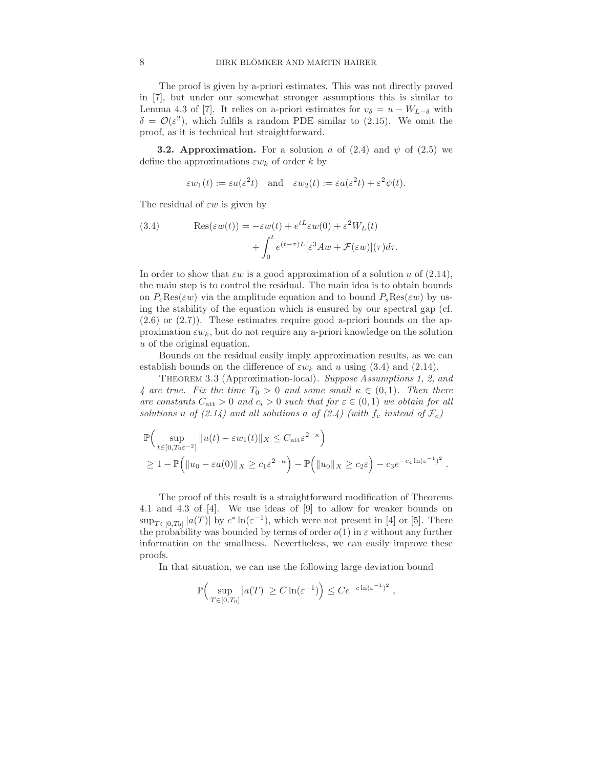The proof is given by a-priori estimates. This was not directly proved in [7], but under our somewhat stronger assumptions this is similar to Lemma 4.3 of [7]. It relies on a-priori estimates for $v_\delta = u - W_{L-\delta}$ with $\delta = \mathcal{O}(\varepsilon^2)$, which fulfils a random PDE similar to (2.15). We omit the proof, as it is technical but straightforward.

**3.2. Approximation.** For a solution $a$ of (2.4) and $\psi$ of (2.5) we define the approximations $\varepsilon w_k$ of order $k$ by

$$\varepsilon w_1(t) := \varepsilon a(\varepsilon^2 t) \quad \text{and} \quad \varepsilon w_2(t) := \varepsilon a(\varepsilon^2 t) + \varepsilon^2 \psi(t).$$

The residual of $\varepsilon w$ is given by

$$\begin{aligned} \text{Res}(\varepsilon w(t)) = -\varepsilon w(t) + e^{tL}\varepsilon w(0) + \varepsilon^2 W_L(t) \\ + \int_0^t e^{(t-\tau)L}[\varepsilon^3 A w + \mathcal{F}(\varepsilon w)](\tau) d\tau. \end{aligned} \tag{3.4}$$

In order to show that $\varepsilon w$ is a good approximation of a solution $u$ of (2.14), the main step is to control the residual. The main idea is to obtain bounds on $P_c \text{Res}(\varepsilon w)$ via the amplitude equation and to bound $P_s \text{Res}(\varepsilon w)$ by using the stability of the equation which is ensured by our spectral gap (cf. (2.6) or (2.7)). These estimates require good a-priori bounds on the approximation $\varepsilon w_k$, but do not require any a-priori knowledge on the solution $u$ of the original equation.

Bounds on the residual easily imply approximation results, as we can establish bounds on the difference of $\varepsilon w_k$ and $u$ using (3.4) and (2.14).

Theorem 3.3 (Approximation-local). *Suppose Assumptions 1, 2, and 4 are true. Fix the time $T_0 > 0$ and some small $\kappa \in (0,1)$. Then there are constants $C_{\text{att}} > 0$ and $c_i > 0$ such that for $\varepsilon \in (0,1)$ we obtain for all solutions $u$ of (2.14) and all solutions $a$ of (2.4) (with $f_c$ instead of $\mathcal{F}_c$)*

$$\begin{aligned} &\mathbb{P}\Big( \sup_{t \in [0, T_0 \varepsilon^{-2}]} \|u(t) - \varepsilon w_1(t)\|_X \le C_{\text{att}} \varepsilon^{2-\kappa} \Big) \\ &\ge 1 - \mathbb{P}\Big( \|u_0 - \varepsilon a(0)\|_X \ge c_1 \varepsilon^{2-\kappa} \Big) - \mathbb{P}\Big( \|u_0\|_X \ge c_2 \varepsilon \Big) - c_3 e^{-c_4 \ln(\varepsilon^{-1})^2} . \end{aligned}$$

The proof of this result is a straightforward modification of Theorems 4.1 and 4.3 of [4]. We use ideas of [9] to allow for weaker bounds on $\sup_{T \in [0,T_0]} |a(T)|$ by $c^* \ln(\varepsilon^{-1})$, which were not present in [4] or [5]. There the probability was bounded by terms of order $o(1)$ in $\varepsilon$ without any further information on the smallness. Nevertheless, we can easily improve these proofs.

In that situation, we can use the following large deviation bound

$$\mathbb{P}\Big( \sup_{T \in [0,T_0]} |a(T)| \ge C \ln(\varepsilon^{-1}) \Big) \le C e^{-c \ln(\varepsilon^{-1})^2} ,$$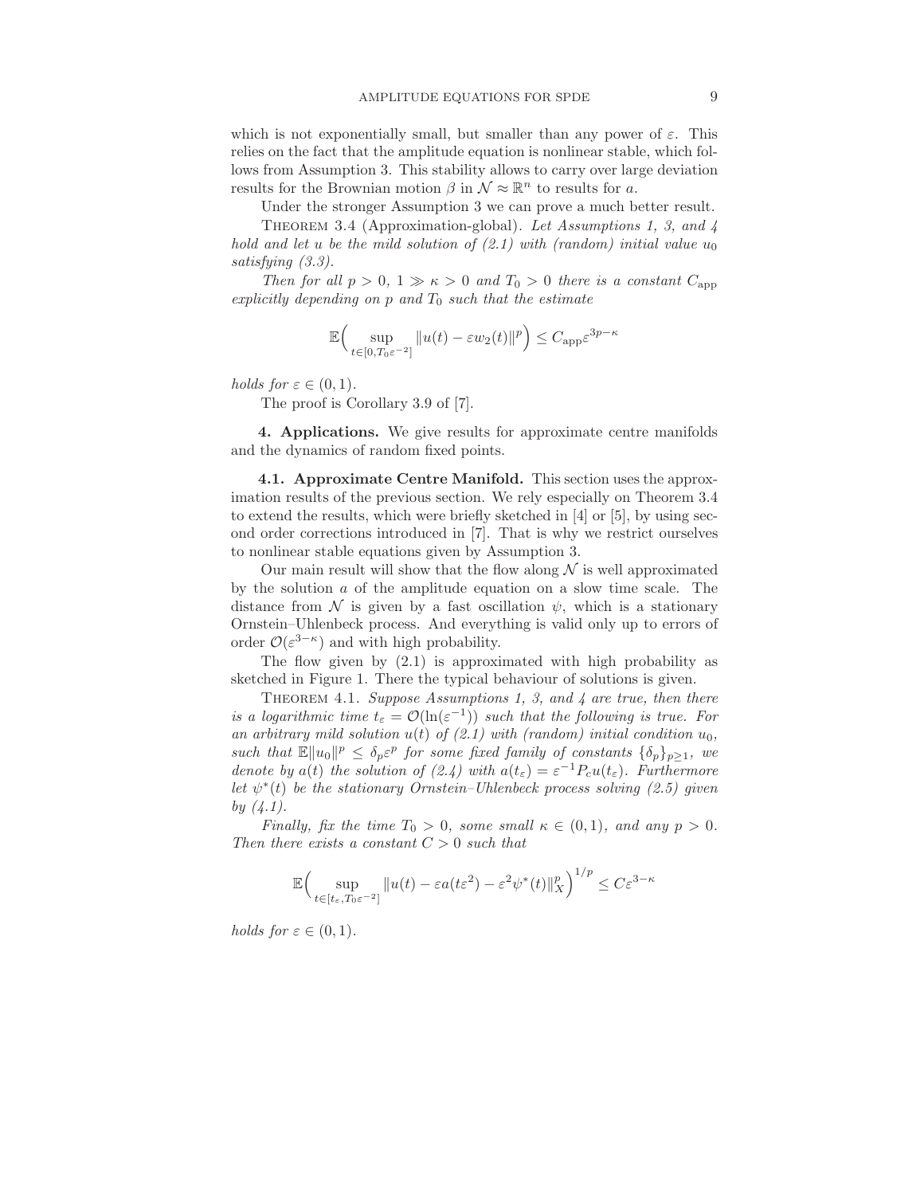which is not exponentially small, but smaller than any power of $\varepsilon$. This relies on the fact that the amplitude equation is nonlinear stable, which follows from Assumption 3. This stability allows to carry over large deviation results for the Brownian motion $\beta$ in $\mathcal{N} \approx \mathbb{R}^n$ to results for $a$.

Under the stronger Assumption 3 we can prove a much better result.

THEOREM 3.4 (Approximation-global). *Let Assumptions 1, 3, and 4 hold and let $u$ be the mild solution of (2.1) with (random) initial value $u_0$ satisfying (3.3).*

*Then for all $p > 0$, $1 \gg \kappa > 0$ and $T_0 > 0$ there is a constant $C_{\text{app}}$ explicitly depending on $p$ and $T_0$ such that the estimate*

$$\mathbb{E}\Big(\sup_{t\in[0,T_0\varepsilon^{-2}]} \|u(t) - \varepsilon w_2(t)\|^p\Big) \leq C_{\text{app}}\varepsilon^{3p-\kappa}$$

*holds for $\varepsilon \in (0, 1)$.*

The proof is Corollary 3.9 of [7].

## 4. Applications.

We give results for approximate centre manifolds and the dynamics of random fixed points.

### 4.1. Approximate Centre Manifold.

This section uses the approximation results of the previous section. We rely especially on Theorem 3.4 to extend the results, which were briefly sketched in [4] or [5], by using second order corrections introduced in [7]. That is why we restrict ourselves to nonlinear stable equations given by Assumption 3.

Our main result will show that the flow along $\mathcal{N}$ is well approximated by the solution $a$ of the amplitude equation on a slow time scale. The distance from $\mathcal{N}$ is given by a fast oscillation $\psi$, which is a stationary Ornstein–Uhlenbeck process. And everything is valid only up to errors of order $\mathcal{O}(\varepsilon^{3-\kappa})$ and with high probability.

The flow given by (2.1) is approximated with high probability as sketched in Figure 1. There the typical behaviour of solutions is given.

THEOREM 4.1. *Suppose Assumptions 1, 3, and 4 are true, then there is a logarithmic time $t_\varepsilon = \mathcal{O}(\ln(\varepsilon^{-1}))$ such that the following is true. For an arbitrary mild solution $u(t)$ of (2.1) with (random) initial condition $u_0$, such that $\mathbb{E}\|u_0\|^p \leq \delta_p\varepsilon^p$ for some fixed family of constants $\{\delta_p\}_{p\geq 1}$, we denote by $a(t)$ the solution of (2.4) with $a(t_\varepsilon) = \varepsilon^{-1}P_c u(t_\varepsilon)$. Furthermore let $\psi^*(t)$ be the stationary Ornstein–Uhlenbeck process solving (2.5) given by (4.1).*

*Finally, fix the time $T_0 > 0$, some small $\kappa \in (0, 1)$, and any $p > 0$. Then there exists a constant $C > 0$ such that*

$$\mathbb{E}\Big(\sup_{t\in[t_\varepsilon,T_0\varepsilon^{-2}]} \|u(t) - \varepsilon a(t\varepsilon^2) - \varepsilon^2\psi^*(t)\|_X^p\Big)^{1/p} \leq C\varepsilon^{3-\kappa}$$

*holds for $\varepsilon \in (0, 1)$.*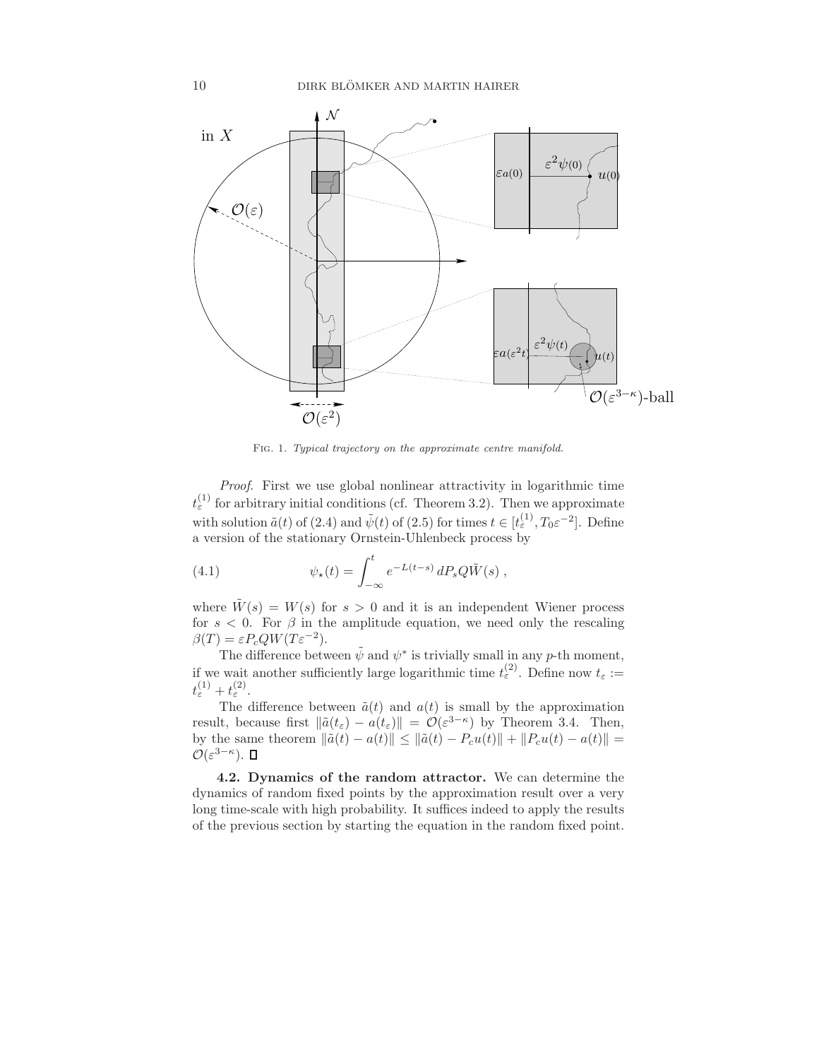FIG. 1. *Typical trajectory on the approximate centre manifold.*

*Proof.* First we use global nonlinear attractivity in logarithmic time $t_\varepsilon^{(1)}$ for arbitrary initial conditions (cf. Theorem 3.2). Then we approximate with solution $\tilde{a}(t)$ of (2.4) and $\tilde{\psi}(t)$ of (2.5) for times $t \in [t_\varepsilon^{(1)}, T_0\varepsilon^{-2}]$. Define a version of the stationary Ornstein-Uhlenbeck process by

$$\psi_\star(t) = \int_{-\infty}^{t} e^{-L(t-s)}\, dP_s Q\tilde{W}(s)\;, \tag{4.1}$$

where $\tilde{W}(s) = W(s)$ for $s > 0$ and it is an independent Wiener process for $s < 0$. For $\beta$ in the amplitude equation, we need only the rescaling $\beta(T) = \varepsilon P_c Q W(T\varepsilon^{-2})$.

The difference between $\tilde{\psi}$ and $\psi^*$ is trivially small in any $p$-th moment, if we wait another sufficiently large logarithmic time $t_\varepsilon^{(2)}$. Define now $t_\varepsilon := t_\varepsilon^{(1)} + t_\varepsilon^{(2)}$.

The difference between $\tilde{a}(t)$ and $a(t)$ is small by the approximation result, because first $\|\tilde{a}(t_\varepsilon) - a(t_\varepsilon)\| = \mathcal{O}(\varepsilon^{3-\kappa})$ by Theorem 3.4. Then, by the same theorem $\|\tilde{a}(t) - a(t)\| \le \|\tilde{a}(t) - P_c u(t)\| + \|P_c u(t) - a(t)\| = \mathcal{O}(\varepsilon^{3-\kappa})$. □

**4.2. Dynamics of the random attractor.** We can determine the dynamics of random fixed points by the approximation result over a very long time-scale with high probability. It suffices indeed to apply the results of the previous section by starting the equation in the random fixed point.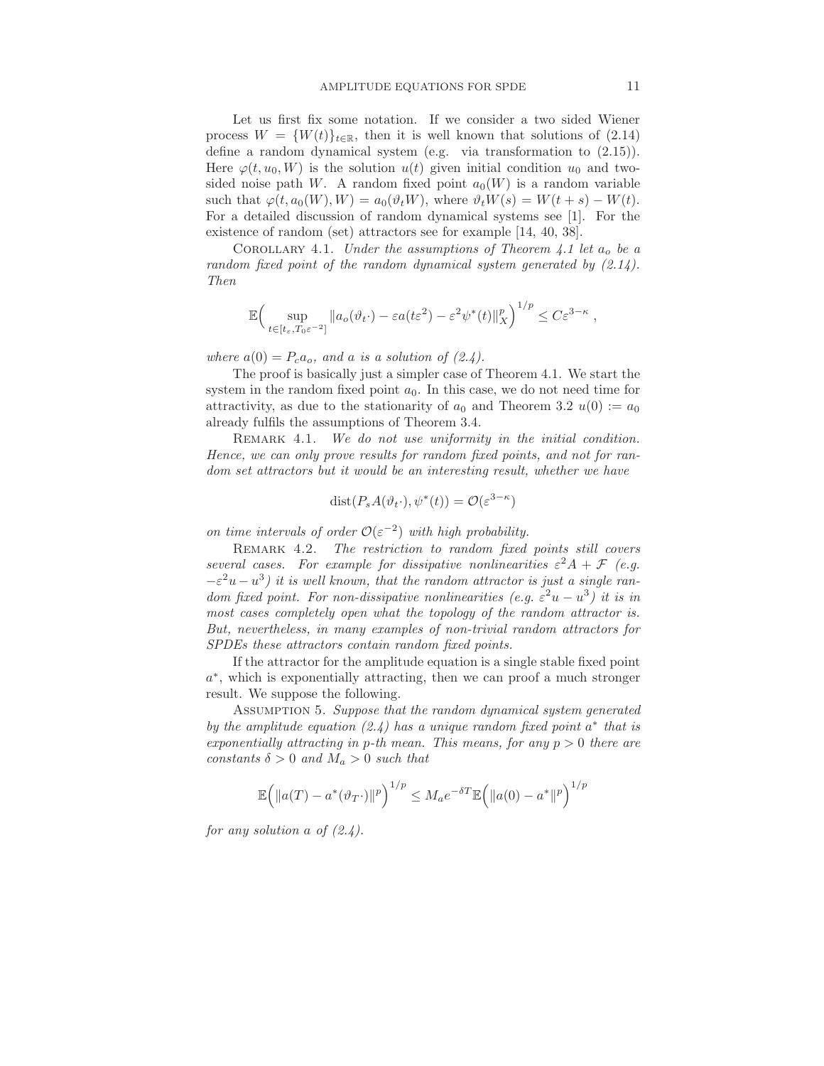Let us first fix some notation. If we consider a two sided Wiener process $W = \{W(t)\}_{t\in\mathbb{R}}$, then it is well known that solutions of (2.14) define a random dynamical system (e.g. via transformation to (2.15)). Here $\varphi(t, u_0, W)$ is the solution $u(t)$ given initial condition $u_0$ and two-sided noise path $W$. A random fixed point $a_0(W)$ is a random variable such that $\varphi(t, a_0(W), W) = a_0(\vartheta_t W)$, where $\vartheta_t W(s) = W(t+s) - W(t)$. For a detailed discussion of random dynamical systems see [1]. For the existence of random (set) attractors see for example [14, 40, 38].

Corollary 4.1. *Under the assumptions of Theorem 4.1 let $a_o$ be a random fixed point of the random dynamical system generated by (2.14). Then*

$$\mathbb{E}\Big( \sup_{t\in[t_\varepsilon, T_0\varepsilon^{-2}]} \|a_o(\vartheta_t\cdot) - \varepsilon a(t\varepsilon^2) - \varepsilon^2\psi^*(t)\|_X^p \Big)^{1/p} \le C\varepsilon^{3-\kappa} \;,$$

*where $a(0) = P_c a_o$, and $a$ is a solution of (2.4).*

The proof is basically just a simpler case of Theorem 4.1. We start the system in the random fixed point $a_0$. In this case, we do not need time for attractivity, as due to the stationarity of $a_0$ and Theorem 3.2 $u(0) := a_0$ already fulfils the assumptions of Theorem 3.4.

Remark 4.1. *We do not use uniformity in the initial condition. Hence, we can only prove results for random fixed points, and not for random set attractors but it would be an interesting result, whether we have*

$$\mathrm{dist}(P_s A(\vartheta_t\cdot), \psi^*(t)) = \mathcal{O}(\varepsilon^{3-\kappa})$$

*on time intervals of order $\mathcal{O}(\varepsilon^{-2})$ with high probability.*

Remark 4.2. *The restriction to random fixed points still covers several cases. For example for dissipative nonlinearities $\varepsilon^2 A + \mathcal{F}$ (e.g. $-\varepsilon^2 u - u^3$) it is well known, that the random attractor is just a single random fixed point. For non-dissipative nonlinearities (e.g. $\varepsilon^2 u - u^3$) it is in most cases completely open what the topology of the random attractor is. But, nevertheless, in many examples of non-trivial random attractors for SPDEs these attractors contain random fixed points.*

If the attractor for the amplitude equation is a single stable fixed point $a^*$, which is exponentially attracting, then we can proof a much stronger result. We suppose the following.

Assumption 5. *Suppose that the random dynamical system generated by the amplitude equation (2.4) has a unique random fixed point $a^*$ that is exponentially attracting in p-th mean. This means, for any $p > 0$ there are constants $\delta > 0$ and $M_a > 0$ such that*

$$\mathbb{E}\Big( \|a(T) - a^*(\vartheta_T\cdot)\|^p \Big)^{1/p} \le M_a e^{-\delta T} \mathbb{E}\Big( \|a(0) - a^*\|^p \Big)^{1/p}$$

*for any solution $a$ of (2.4).*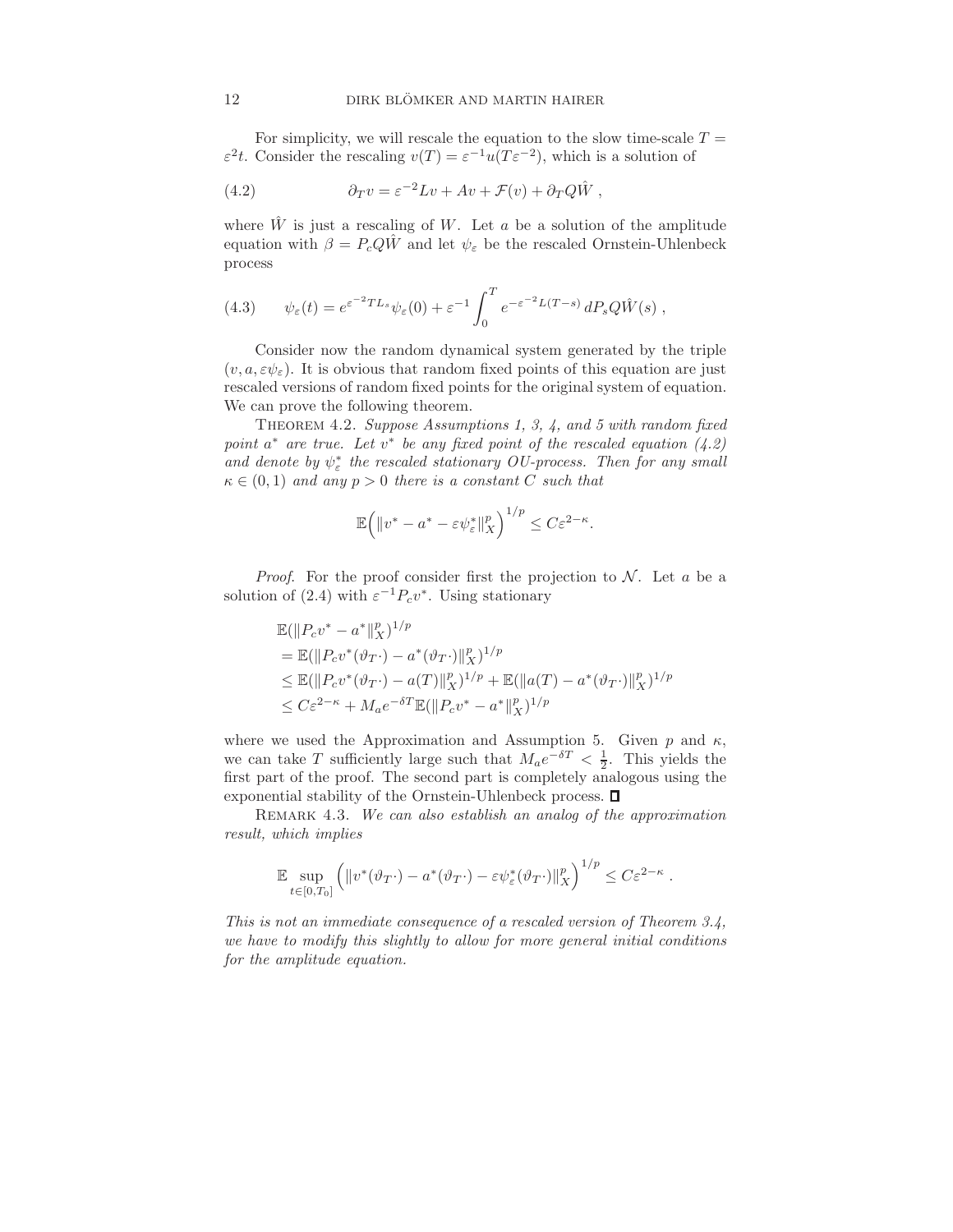For simplicity, we will rescale the equation to the slow time-scale $T = \varepsilon^2 t$. Consider the rescaling $v(T) = \varepsilon^{-1} u(T\varepsilon^{-2})$, which is a solution of

$$\partial_T v = \varepsilon^{-2} L v + A v + \mathcal{F}(v) + \partial_T Q\hat{W} \;, \tag{4.2}$$

where $\hat{W}$ is just a rescaling of $W$. Let $a$ be a solution of the amplitude equation with $\beta = P_c Q\hat{W}$ and let $\psi_\varepsilon$ be the rescaled Ornstein-Uhlenbeck process

$$\psi_\varepsilon(t) = e^{\varepsilon^{-2} T L_s} \psi_\varepsilon(0) + \varepsilon^{-1} \int_0^T e^{-\varepsilon^{-2} L (T-s)} \, dP_s Q\hat{W}(s) \;, \tag{4.3}$$

Consider now the random dynamical system generated by the triple $(v, a, \varepsilon\psi_\varepsilon)$. It is obvious that random fixed points of this equation are just rescaled versions of random fixed points for the original system of equation. We can prove the following theorem.

Theorem 4.2. *Suppose Assumptions 1, 3, 4, and 5 with random fixed point $a^*$ are true. Let $v^*$ be any fixed point of the rescaled equation (4.2) and denote by $\psi_\varepsilon^*$ the rescaled stationary OU-process. Then for any small $\kappa \in (0,1)$ and any $p > 0$ there is a constant $C$ such that*

$$\mathbb{E}\Big( \|v^* - a^* - \varepsilon\psi_\varepsilon^*\|_X^p \Big)^{1/p} \leq C\varepsilon^{2-\kappa}.$$

*Proof.* For the proof consider first the projection to $\mathcal{N}$. Let $a$ be a solution of (2.4) with $\varepsilon^{-1} P_c v^*$. Using stationary

$$\begin{aligned}
&\mathbb{E}(\|P_c v^* - a^*\|_X^p)^{1/p} \\
&= \mathbb{E}(\|P_c v^*(\vartheta_T \cdot) - a^*(\vartheta_T \cdot)\|_X^p)^{1/p} \\
&\leq \mathbb{E}(\|P_c v^*(\vartheta_T \cdot) - a(T)\|_X^p)^{1/p} + \mathbb{E}(\|a(T) - a^*(\vartheta_T \cdot)\|_X^p)^{1/p} \\
&\leq C\varepsilon^{2-\kappa} + M_a e^{-\delta T} \mathbb{E}(\|P_c v^* - a^*\|_X^p)^{1/p}
\end{aligned}$$

where we used the Approximation and Assumption 5. Given $p$ and $\kappa$, we can take $T$ sufficiently large such that $M_a e^{-\delta T} < \frac{1}{2}$. This yields the first part of the proof. The second part is completely analogous using the exponential stability of the Ornstein-Uhlenbeck process. ∎

Remark 4.3. *We can also establish an analog of the approximation result, which implies*

$$\mathbb{E} \sup_{t \in [0, T_0]} \Big( \|v^*(\vartheta_T \cdot) - a^*(\vartheta_T \cdot) - \varepsilon\psi_\varepsilon^*(\vartheta_T \cdot)\|_X^p \Big)^{1/p} \leq C\varepsilon^{2-\kappa} \;.$$

*This is not an immediate consequence of a rescaled version of Theorem 3.4, we have to modify this slightly to allow for more general initial conditions for the amplitude equation.*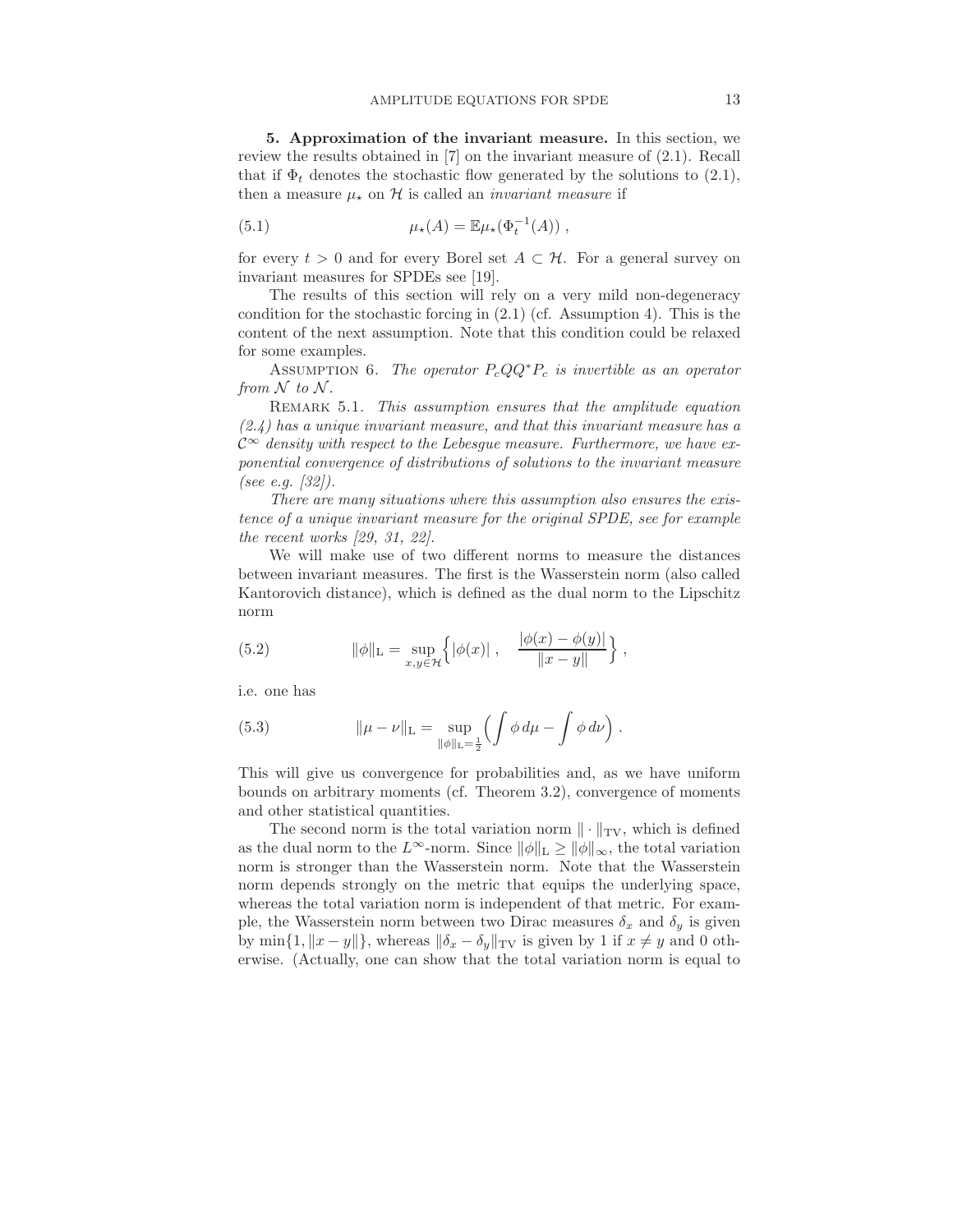**5. Approximation of the invariant measure.** In this section, we review the results obtained in [7] on the invariant measure of (2.1). Recall that if $\Phi_t$ denotes the stochastic flow generated by the solutions to (2.1), then a measure $\mu_\star$ on $\mathcal{H}$ is called an *invariant measure* if

$$\mu_\star(A) = \mathbb{E}\mu_\star(\Phi_t^{-1}(A)) \,, \tag{5.1}$$

for every $t > 0$ and for every Borel set $A \subset \mathcal{H}$. For a general survey on invariant measures for SPDEs see [19].

The results of this section will rely on a very mild non-degeneracy condition for the stochastic forcing in (2.1) (cf. Assumption 4). This is the content of the next assumption. Note that this condition could be relaxed for some examples.

Assumption 6. *The operator $P_c QQ^* P_c$ is invertible as an operator from $\mathcal{N}$ to $\mathcal{N}$.*

Remark 5.1. *This assumption ensures that the amplitude equation (2.4) has a unique invariant measure, and that this invariant measure has a $\mathcal{C}^\infty$ density with respect to the Lebesgue measure. Furthermore, we have exponential convergence of distributions of solutions to the invariant measure (see e.g. [32]).*

*There are many situations where this assumption also ensures the existence of a unique invariant measure for the original SPDE, see for example the recent works [29, 31, 22].*

We will make use of two different norms to measure the distances between invariant measures. The first is the Wasserstein norm (also called Kantorovich distance), which is defined as the dual norm to the Lipschitz norm

$$\|\phi\|_{\mathrm{L}} = \sup_{x,y\in\mathcal{H}} \Big\{ |\phi(x)| \,, \quad \frac{|\phi(x) - \phi(y)|}{\|x - y\|} \Big\} \,, \tag{5.2}$$

i.e. one has

$$\|\mu - \nu\|_{\mathrm{L}} = \sup_{\|\phi\|_{\mathrm{L}} = \frac{1}{2}} \Big( \int \phi \, d\mu - \int \phi \, d\nu \Big) \,. \tag{5.3}$$

This will give us convergence for probabilities and, as we have uniform bounds on arbitrary moments (cf. Theorem 3.2), convergence of moments and other statistical quantities.

The second norm is the total variation norm $\|\cdot\|_{\mathrm{TV}}$, which is defined as the dual norm to the $L^\infty$-norm. Since $\|\phi\|_{\mathrm{L}} \geq \|\phi\|_\infty$, the total variation norm is stronger than the Wasserstein norm. Note that the Wasserstein norm depends strongly on the metric that equips the underlying space, whereas the total variation norm is independent of that metric. For example, the Wasserstein norm between two Dirac measures $\delta_x$ and $\delta_y$ is given by $\min\{1, \|x - y\|\}$, whereas $\|\delta_x - \delta_y\|_{\mathrm{TV}}$ is given by 1 if $x \neq y$ and 0 otherwise. (Actually, one can show that the total variation norm is equal to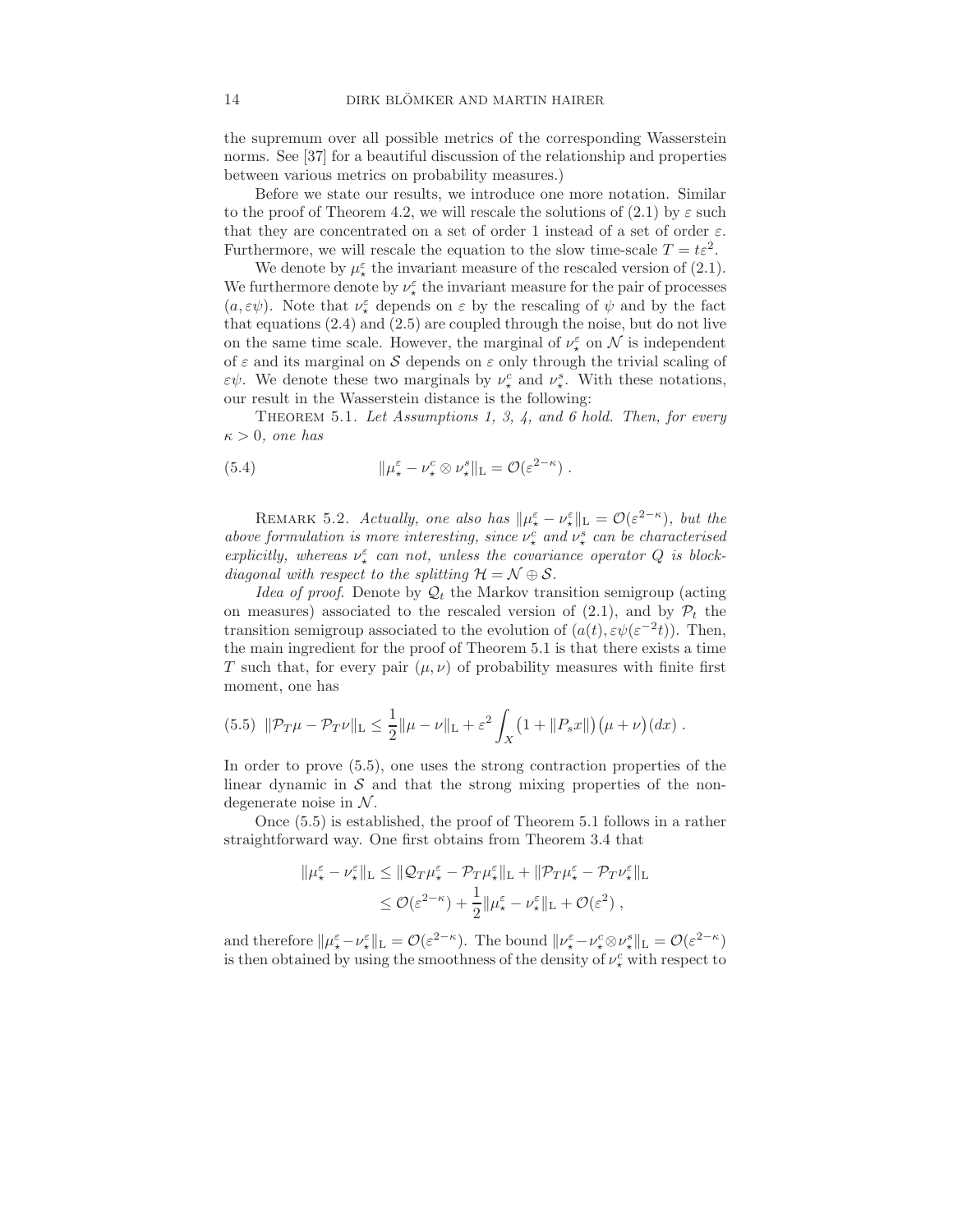the supremum over all possible metrics of the corresponding Wasserstein norms. See [37] for a beautiful discussion of the relationship and properties between various metrics on probability measures.)

Before we state our results, we introduce one more notation. Similar to the proof of Theorem 4.2, we will rescale the solutions of (2.1) by $\varepsilon$ such that they are concentrated on a set of order 1 instead of a set of order $\varepsilon$. Furthermore, we will rescale the equation to the slow time-scale $T = t\varepsilon^2$.

We denote by $\mu_\star^\varepsilon$ the invariant measure of the rescaled version of (2.1). We furthermore denote by $\nu_\star^\varepsilon$ the invariant measure for the pair of processes $(a, \varepsilon\psi)$. Note that $\nu_\star^\varepsilon$ depends on $\varepsilon$ by the rescaling of $\psi$ and by the fact that equations (2.4) and (2.5) are coupled through the noise, but do not live on the same time scale. However, the marginal of $\nu_\star^\varepsilon$ on $\mathcal{N}$ is independent of $\varepsilon$ and its marginal on $\mathcal{S}$ depends on $\varepsilon$ only through the trivial scaling of $\varepsilon\psi$. We denote these two marginals by $\nu_\star^c$ and $\nu_\star^s$. With these notations, our result in the Wasserstein distance is the following:

Theorem 5.1. *Let Assumptions 1, 3, 4, and 6 hold. Then, for every $\kappa > 0$, one has*

$$\|\mu_\star^\varepsilon - \nu_\star^c \otimes \nu_\star^s\|_{\mathrm{L}} = \mathcal{O}(\varepsilon^{2-\kappa}) \,. \tag{5.4}$$

Remark 5.2. *Actually, one also has $\|\mu_\star^\varepsilon - \nu_\star^\varepsilon\|_{\mathrm{L}} = \mathcal{O}(\varepsilon^{2-\kappa})$, but the above formulation is more interesting, since $\nu_\star^c$ and $\nu_\star^s$ can be characterised explicitly, whereas $\nu_\star^\varepsilon$ can not, unless the covariance operator $Q$ is block-diagonal with respect to the splitting $\mathcal{H} = \mathcal{N} \oplus \mathcal{S}$.*

*Idea of proof.* Denote by $\mathcal{Q}_t$ the Markov transition semigroup (acting on measures) associated to the rescaled version of (2.1), and by $\mathcal{P}_t$ the transition semigroup associated to the evolution of $(a(t), \varepsilon\psi(\varepsilon^{-2}t))$. Then, the main ingredient for the proof of Theorem 5.1 is that there exists a time $T$ such that, for every pair $(\mu, \nu)$ of probability measures with finite first moment, one has

$$\|\mathcal{P}_T\mu - \mathcal{P}_T\nu\|_{\mathrm{L}} \le \frac{1}{2}\|\mu - \nu\|_{\mathrm{L}} + \varepsilon^2 \int_X \big(1 + \|P_s x\|\big)\big(\mu + \nu\big)(dx) \,. \tag{5.5}$$

In order to prove (5.5), one uses the strong contraction properties of the linear dynamic in $\mathcal{S}$ and that the strong mixing properties of the non-degenerate noise in $\mathcal{N}$.

Once (5.5) is established, the proof of Theorem 5.1 follows in a rather straightforward way. One first obtains from Theorem 3.4 that

$$\begin{aligned}
\|\mu_\star^\varepsilon - \nu_\star^\varepsilon\|_{\mathrm{L}} &\le \|\mathcal{Q}_T\mu_\star^\varepsilon - \mathcal{P}_T\mu_\star^\varepsilon\|_{\mathrm{L}} + \|\mathcal{P}_T\mu_\star^\varepsilon - \mathcal{P}_T\nu_\star^\varepsilon\|_{\mathrm{L}} \\
&\le \mathcal{O}(\varepsilon^{2-\kappa}) + \frac{1}{2}\|\mu_\star^\varepsilon - \nu_\star^\varepsilon\|_{\mathrm{L}} + \mathcal{O}(\varepsilon^2) \,,
\end{aligned}$$

and therefore $\|\mu_\star^\varepsilon - \nu_\star^\varepsilon\|_{\mathrm{L}} = \mathcal{O}(\varepsilon^{2-\kappa})$. The bound $\|\nu_\star^\varepsilon - \nu_\star^c \otimes \nu_\star^s\|_{\mathrm{L}} = \mathcal{O}(\varepsilon^{2-\kappa})$ is then obtained by using the smoothness of the density of $\nu_\star^c$ with respect to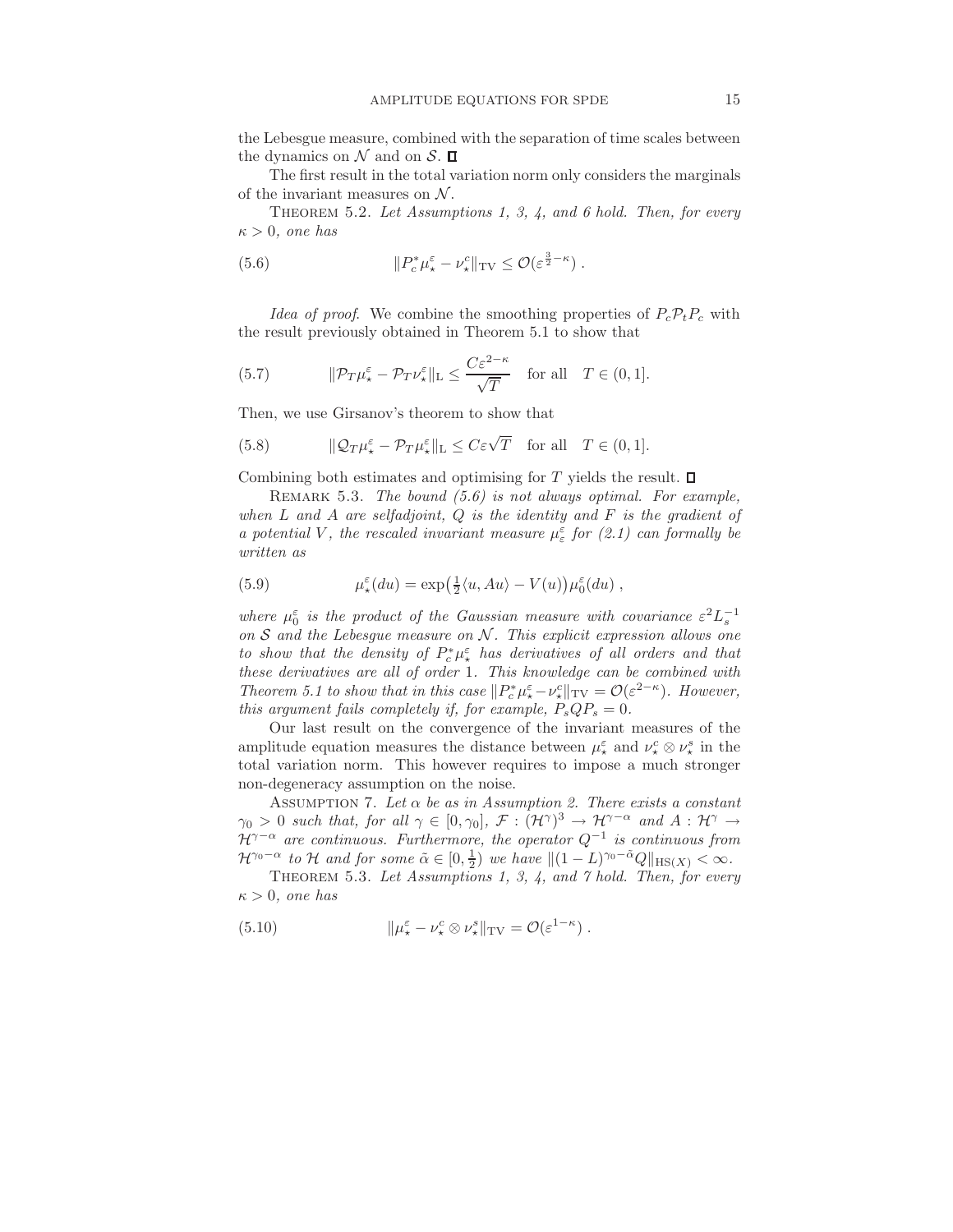the Lebesgue measure, combined with the separation of time scales between the dynamics on $\mathcal{N}$ and on $\mathcal{S}$. □

The first result in the total variation norm only considers the marginals of the invariant measures on $\mathcal{N}$.

THEOREM 5.2. *Let Assumptions 1, 3, 4, and 6 hold. Then, for every $\kappa > 0$, one has*

$$\|P_c^* \mu_\star^\varepsilon - \nu_\star^c\|_{\mathrm{TV}} \leq \mathcal{O}(\varepsilon^{\frac{3}{2}-\kappa}) \; . \tag{5.6}$$

*Idea of proof.* We combine the smoothing properties of $P_c \mathcal{P}_t P_c$ with the result previously obtained in Theorem 5.1 to show that

$$\|\mathcal{P}_T \mu_\star^\varepsilon - \mathcal{P}_T \nu_\star^\varepsilon\|_{\mathrm{L}} \leq \frac{C\varepsilon^{2-\kappa}}{\sqrt{T}} \quad \text{for all} \quad T \in (0,1]. \tag{5.7}$$

Then, we use Girsanov's theorem to show that

$$\|\mathcal{Q}_T \mu_\star^\varepsilon - \mathcal{P}_T \mu_\star^\varepsilon\|_{\mathrm{L}} \leq C\varepsilon\sqrt{T} \quad \text{for all} \quad T \in (0,1]. \tag{5.8}$$

Combining both estimates and optimising for $T$ yields the result. □

REMARK 5.3. *The bound (5.6) is not always optimal. For example, when $L$ and $A$ are selfadjoint, $Q$ is the identity and $F$ is the gradient of a potential $V$, the rescaled invariant measure $\mu_\varepsilon^\varepsilon$ for (2.1) can formally be written as*

$$\mu_\star^\varepsilon(du) = \exp\bigl(\tfrac{1}{2}\langle u, Au\rangle - V(u)\bigr)\mu_0^\varepsilon(du) \; , \tag{5.9}$$

*where $\mu_0^\varepsilon$ is the product of the Gaussian measure with covariance $\varepsilon^2 L_s^{-1}$ on $\mathcal{S}$ and the Lebesgue measure on $\mathcal{N}$. This explicit expression allows one to show that the density of $P_c^*\mu_\star^\varepsilon$ has derivatives of all orders and that these derivatives are all of order 1. This knowledge can be combined with Theorem 5.1 to show that in this case $\|P_c^*\mu_\star^\varepsilon - \nu_\star^c\|_{\mathrm{TV}} = \mathcal{O}(\varepsilon^{2-\kappa})$. However, this argument fails completely if, for example, $P_s Q P_s = 0$.*

Our last result on the convergence of the invariant measures of the amplitude equation measures the distance between $\mu_\star^\varepsilon$ and $\nu_\star^c \otimes \nu_\star^s$ in the total variation norm. This however requires to impose a much stronger non-degeneracy assumption on the noise.

ASSUMPTION 7. *Let $\alpha$ be as in Assumption 2. There exists a constant $\gamma_0 > 0$ such that, for all $\gamma \in [0, \gamma_0]$, $\mathcal{F} : (\mathcal{H}^\gamma)^3 \to \mathcal{H}^{\gamma-\alpha}$ and $A : \mathcal{H}^\gamma \to \mathcal{H}^{\gamma-\alpha}$ are continuous. Furthermore, the operator $Q^{-1}$ is continuous from $\mathcal{H}^{\gamma_0-\alpha}$ to $\mathcal{H}$ and for some $\tilde{\alpha} \in [0, \frac{1}{2})$ we have $\|(1-L)^{\gamma_0-\tilde{\alpha}}Q\|_{\mathrm{HS}(X)} < \infty$.*

THEOREM 5.3. *Let Assumptions 1, 3, 4, and 7 hold. Then, for every $\kappa > 0$, one has*

$$\|\mu_\star^\varepsilon - \nu_\star^c \otimes \nu_\star^s\|_{\mathrm{TV}} = \mathcal{O}(\varepsilon^{1-\kappa}) \; . \tag{5.10}$$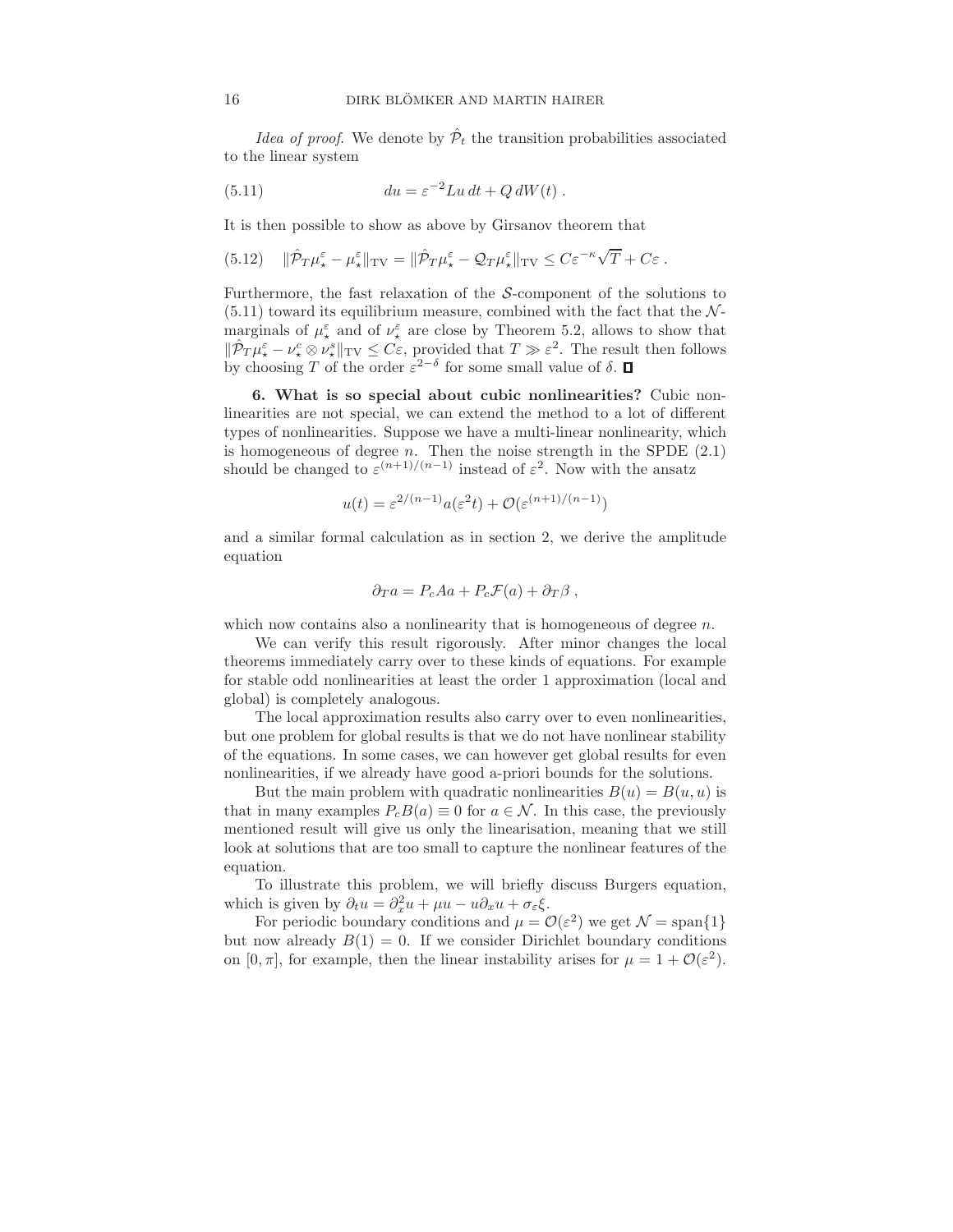*Idea of proof.* We denote by $\hat{\mathcal{P}}_t$ the transition probabilities associated to the linear system

$$du = \varepsilon^{-2} Lu\, dt + Q\, dW(t)\ . \tag{5.11}$$

It is then possible to show as above by Girsanov theorem that

$$\|\hat{\mathcal{P}}_T \mu_\star^\varepsilon - \mu_\star^\varepsilon\|_{\mathrm{TV}} = \|\hat{\mathcal{P}}_T \mu_\star^\varepsilon - \mathcal{Q}_T \mu_\star^\varepsilon\|_{\mathrm{TV}} \le C\varepsilon^{-\kappa}\sqrt{T} + C\varepsilon\ . \tag{5.12}$$

Furthermore, the fast relaxation of the $\mathcal{S}$-component of the solutions to (5.11) toward its equilibrium measure, combined with the fact that the $\mathcal{N}$-marginals of $\mu_\star^\varepsilon$ and of $\nu_\star^\varepsilon$ are close by Theorem 5.2, allows to show that $\|\hat{\mathcal{P}}_T \mu_\star^\varepsilon - \nu_\star^c \otimes \nu_\star^s\|_{\mathrm{TV}} \le C\varepsilon$, provided that $T \gg \varepsilon^2$. The result then follows by choosing $T$ of the order $\varepsilon^{2-\delta}$ for some small value of $\delta$. ◻

**6. What is so special about cubic nonlinearities?** Cubic nonlinearities are not special, we can extend the method to a lot of different types of nonlinearities. Suppose we have a multi-linear nonlinearity, which is homogeneous of degree $n$. Then the noise strength in the SPDE (2.1) should be changed to $\varepsilon^{(n+1)/(n-1)}$ instead of $\varepsilon^2$. Now with the ansatz

$$u(t) = \varepsilon^{2/(n-1)} a(\varepsilon^2 t) + \mathcal{O}(\varepsilon^{(n+1)/(n-1)})$$

and a similar formal calculation as in section 2, we derive the amplitude equation

$$\partial_T a = P_c A a + P_c \mathcal{F}(a) + \partial_T \beta\ ,$$

which now contains also a nonlinearity that is homogeneous of degree $n$.

We can verify this result rigorously. After minor changes the local theorems immediately carry over to these kinds of equations. For example for stable odd nonlinearities at least the order 1 approximation (local and global) is completely analogous.

The local approximation results also carry over to even nonlinearities, but one problem for global results is that we do not have nonlinear stability of the equations. In some cases, we can however get global results for even nonlinearities, if we already have good a-priori bounds for the solutions.

But the main problem with quadratic nonlinearities $B(u) = B(u,u)$ is that in many examples $P_c B(a) \equiv 0$ for $a \in \mathcal{N}$. In this case, the previously mentioned result will give us only the linearisation, meaning that we still look at solutions that are too small to capture the nonlinear features of the equation.

To illustrate this problem, we will briefly discuss Burgers equation, which is given by $\partial_t u = \partial_x^2 u + \mu u - u\partial_x u + \sigma_\varepsilon \xi$.

For periodic boundary conditions and $\mu = \mathcal{O}(\varepsilon^2)$ we get $\mathcal{N} = \mathrm{span}\{1\}$ but now already $B(1) = 0$. If we consider Dirichlet boundary conditions on $[0,\pi]$, for example, then the linear instability arises for $\mu = 1 + \mathcal{O}(\varepsilon^2)$.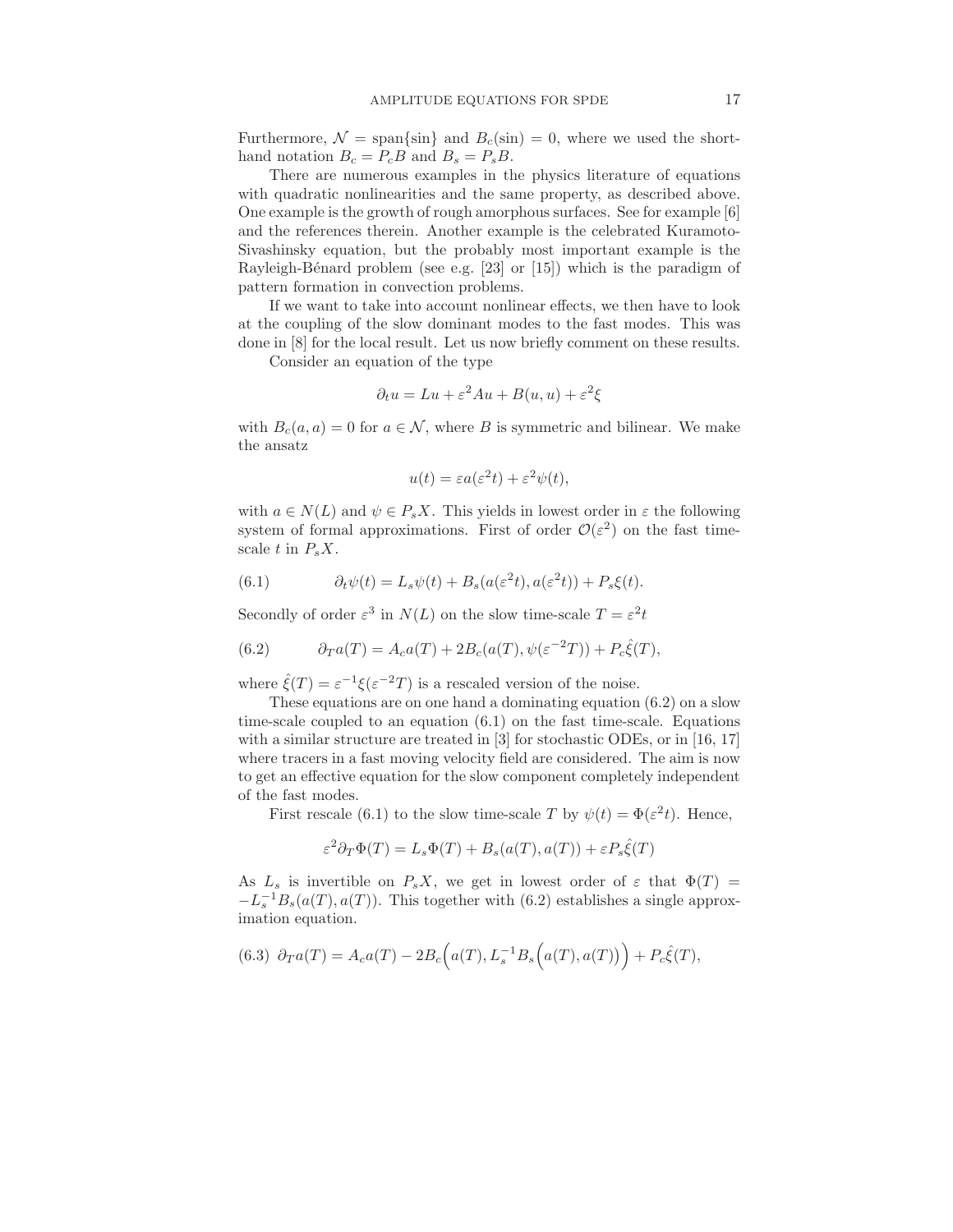Furthermore, $\mathcal{N} = \text{span}\{\sin\}$ and $B_c(\sin) = 0$, where we used the shorthand notation $B_c = P_c B$ and $B_s = P_s B$.

There are numerous examples in the physics literature of equations with quadratic nonlinearities and the same property, as described above. One example is the growth of rough amorphous surfaces. See for example [6] and the references therein. Another example is the celebrated Kuramoto-Sivashinsky equation, but the probably most important example is the Rayleigh-Bénard problem (see e.g. [23] or [15]) which is the paradigm of pattern formation in convection problems.

If we want to take into account nonlinear effects, we then have to look at the coupling of the slow dominant modes to the fast modes. This was done in [8] for the local result. Let us now briefly comment on these results.

Consider an equation of the type

$$\partial_t u = Lu + \varepsilon^2 Au + B(u,u) + \varepsilon^2 \xi$$

with $B_c(a,a) = 0$ for $a \in \mathcal{N}$, where $B$ is symmetric and bilinear. We make the ansatz

$$u(t) = \varepsilon a(\varepsilon^2 t) + \varepsilon^2 \psi(t),$$

with $a \in N(L)$ and $\psi \in P_s X$. This yields in lowest order in $\varepsilon$ the following system of formal approximations. First of order $\mathcal{O}(\varepsilon^2)$ on the fast time-scale $t$ in $P_s X$.

$$\partial_t \psi(t) = L_s \psi(t) + B_s(a(\varepsilon^2 t), a(\varepsilon^2 t)) + P_s \xi(t). \tag{6.1}$$

Secondly of order $\varepsilon^3$ in $N(L)$ on the slow time-scale $T = \varepsilon^2 t$

$$\partial_T a(T) = A_c a(T) + 2B_c(a(T), \psi(\varepsilon^{-2}T)) + P_c \hat{\xi}(T), \tag{6.2}$$

where $\hat{\xi}(T) = \varepsilon^{-1}\xi(\varepsilon^{-2}T)$ is a rescaled version of the noise.

These equations are on one hand a dominating equation (6.2) on a slow time-scale coupled to an equation (6.1) on the fast time-scale. Equations with a similar structure are treated in [3] for stochastic ODEs, or in [16, 17] where tracers in a fast moving velocity field are considered. The aim is now to get an effective equation for the slow component completely independent of the fast modes.

First rescale (6.1) to the slow time-scale $T$ by $\psi(t) = \Phi(\varepsilon^2 t)$. Hence,

$$\varepsilon^2 \partial_T \Phi(T) = L_s \Phi(T) + B_s(a(T), a(T)) + \varepsilon P_s \hat{\xi}(T)$$

As $L_s$ is invertible on $P_s X$, we get in lowest order of $\varepsilon$ that $\Phi(T) = -L_s^{-1} B_s(a(T), a(T))$. This together with (6.2) establishes a single approximation equation.

$$\partial_T a(T) = A_c a(T) - 2B_c\Big(a(T), L_s^{-1} B_s\Big(a(T), a(T)\Big)\Big) + P_c \hat{\xi}(T), \tag{6.3}$$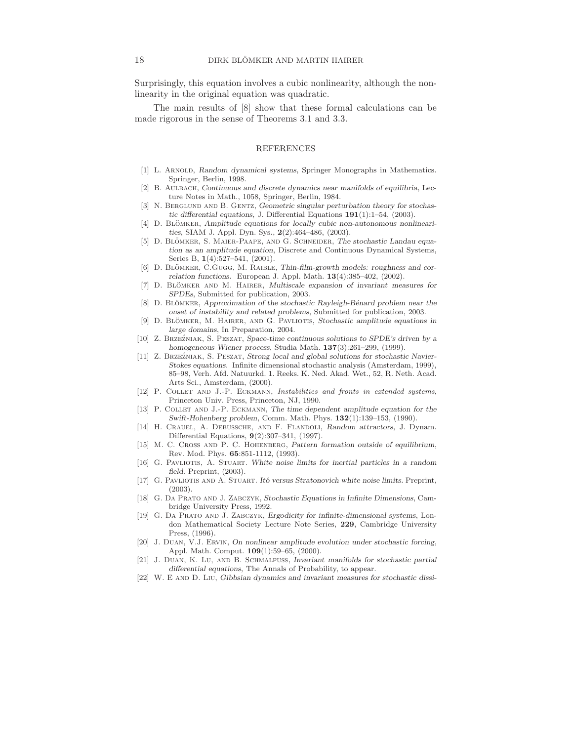Surprisingly, this equation involves a cubic nonlinearity, although the nonlinearity in the original equation was quadratic.

The main results of [8] show that these formal calculations can be made rigorous in the sense of Theorems 3.1 and 3.3.

## REFERENCES

[1] L. Arnold, *Random dynamical systems*, Springer Monographs in Mathematics. Springer, Berlin, 1998.

[2] B. Aulbach, *Continuous and discrete dynamics near manifolds of equilibria*, Lecture Notes in Math., 1058, Springer, Berlin, 1984.

[3] N. Berglund and B. Gentz, *Geometric singular perturbation theory for stochastic differential equations*, J. Differential Equations **191**(1):1–54, (2003).

[4] D. Blömker, *Amplitude equations for locally cubic non-autonomous nonlinearities*, SIAM J. Appl. Dyn. Sys., **2**(2):464–486, (2003).

[5] D. Blömker, S. Maier-Paape, and G. Schneider, *The stochastic Landau equation as an amplitude equation*, Discrete and Continuous Dynamical Systems, Series B, **1**(4):527–541, (2001).

[6] D. Blömker, C.Gugg, M. Raible, *Thin-film-growth models: roughness and correlation functions.* European J. Appl. Math. **13**(4):385–402, (2002).

[7] D. Blömker and M. Hairer, *Multiscale expansion of invariant measures for SPDEs*, Submitted for publication, 2003.

[8] D. Blömker, *Approximation of the stochastic Rayleigh-Bénard problem near the onset of instability and related problems*, Submitted for publication, 2003.

[9] D. Blömker, M. Hairer, and G. Pavliotis, *Stochastic amplitude equations in large domains*, In Preparation, 2004.

[10] Z. Brzeźniak, S. Peszat, *Space-time continuous solutions to SPDE's driven by a homogeneous Wiener process*, Studia Math. **137**(3):261–299, (1999).

[11] Z. Brzeźniak, S. Peszat, *Strong local and global solutions for stochastic Navier-Stokes equations.* Infinite dimensional stochastic analysis (Amsterdam, 1999), 85–98, Verh. Afd. Natuurkd. 1. Reeks. K. Ned. Akad. Wet., 52, R. Neth. Acad. Arts Sci., Amsterdam, (2000).

[12] P. Collet and J.-P. Eckmann, *Instabilities and fronts in extended systems*, Princeton Univ. Press, Princeton, NJ, 1990.

[13] P. Collet and J.-P. Eckmann, *The time dependent amplitude equation for the Swift-Hohenberg problem*, Comm. Math. Phys. **132**(1):139–153, (1990).

[14] H. Crauel, A. Debussche, and F. Flandoli, *Random attractors*, J. Dynam. Differential Equations, **9**(2):307–341, (1997).

[15] M. C. Cross and P. C. Hohenberg, *Pattern formation outside of equilibrium*, Rev. Mod. Phys. **65**:851-1112, (1993).

[16] G. Pavliotis, A. Stuart. *White noise limits for inertial particles in a random field.* Preprint, (2003).

[17] G. Pavliotis and A. Stuart. *Itô versus Stratonovich white noise limits.* Preprint, (2003).

[18] G. Da Prato and J. Zabczyk, *Stochastic Equations in Infinite Dimensions*, Cambridge University Press, 1992.

[19] G. Da Prato and J. Zabczyk, *Ergodicity for infinite-dimensional systems*, London Mathematical Society Lecture Note Series, **229**, Cambridge University Press, (1996).

[20] J. Duan, V.J. Ervin, *On nonlinear amplitude evolution under stochastic forcing*, Appl. Math. Comput. **109**(1):59–65, (2000).

[21] J. Duan, K. Lu, and B. Schmalfuss, *Invariant manifolds for stochastic partial differential equations*, The Annals of Probability, to appear.

[22] W. E and D. Liu, *Gibbsian dynamics and invariant measures for stochastic dissi-*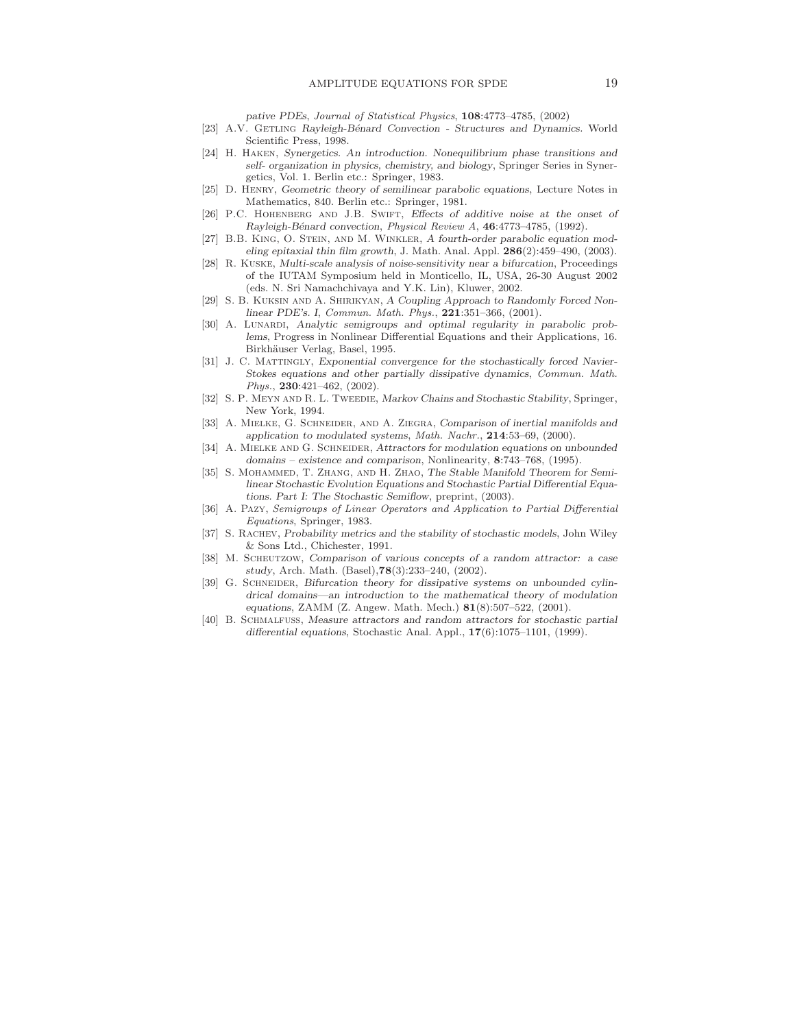*pative PDEs*, *Journal of Statistical Physics*, **108**:4773–4785, (2002)

[23] A.V. Getling *Rayleigh-Bénard Convection - Structures and Dynamics*. World Scientific Press, 1998.

[24] H. Haken, *Synergetics. An introduction. Nonequilibrium phase transitions and self- organization in physics, chemistry, and biology*, Springer Series in Synergetics, Vol. 1. Berlin etc.: Springer, 1983.

[25] D. Henry, *Geometric theory of semilinear parabolic equations*, Lecture Notes in Mathematics, 840. Berlin etc.: Springer, 1981.

[26] P.C. Hohenberg and J.B. Swift, *Effects of additive noise at the onset of Rayleigh-Bénard convection*, *Physical Review A*, **46**:4773–4785, (1992).

[27] B.B. King, O. Stein, and M. Winkler, *A fourth-order parabolic equation modeling epitaxial thin film growth*, J. Math. Anal. Appl. **286**(2):459–490, (2003).

[28] R. Kuske, *Multi-scale analysis of noise-sensitivity near a bifurcation*, Proceedings of the IUTAM Symposium held in Monticello, IL, USA, 26-30 August 2002 (eds. N. Sri Namachchivaya and Y.K. Lin), Kluwer, 2002.

[29] S. B. Kuksin and A. Shirikyan, *A Coupling Approach to Randomly Forced Nonlinear PDE's. I*, *Commun. Math. Phys.*, **221**:351–366, (2001).

[30] A. Lunardi, *Analytic semigroups and optimal regularity in parabolic problems*, Progress in Nonlinear Differential Equations and their Applications, 16. Birkhäuser Verlag, Basel, 1995.

[31] J. C. Mattingly, *Exponential convergence for the stochastically forced Navier-Stokes equations and other partially dissipative dynamics*, *Commun. Math. Phys.*, **230**:421–462, (2002).

[32] S. P. Meyn and R. L. Tweedie, *Markov Chains and Stochastic Stability*, Springer, New York, 1994.

[33] A. Mielke, G. Schneider, and A. Ziegra, *Comparison of inertial manifolds and application to modulated systems*, *Math. Nachr.*, **214**:53–69, (2000).

[34] A. Mielke and G. Schneider, *Attractors for modulation equations on unbounded domains – existence and comparison*, Nonlinearity, **8**:743–768, (1995).

[35] S. Mohammed, T. Zhang, and H. Zhao, *The Stable Manifold Theorem for Semilinear Stochastic Evolution Equations and Stochastic Partial Differential Equations. Part I: The Stochastic Semiflow*, preprint, (2003).

[36] A. Pazy, *Semigroups of Linear Operators and Application to Partial Differential Equations*, Springer, 1983.

[37] S. Rachev, *Probability metrics and the stability of stochastic models*, John Wiley & Sons Ltd., Chichester, 1991.

[38] M. Scheutzow, *Comparison of various concepts of a random attractor: a case study*, Arch. Math. (Basel),**78**(3):233–240, (2002).

[39] G. Schneider, *Bifurcation theory for dissipative systems on unbounded cylindrical domains—an introduction to the mathematical theory of modulation equations*, ZAMM (Z. Angew. Math. Mech.) **81**(8):507–522, (2001).

[40] B. Schmalfuss, *Measure attractors and random attractors for stochastic partial differential equations*, Stochastic Anal. Appl., **17**(6):1075–1101, (1999).